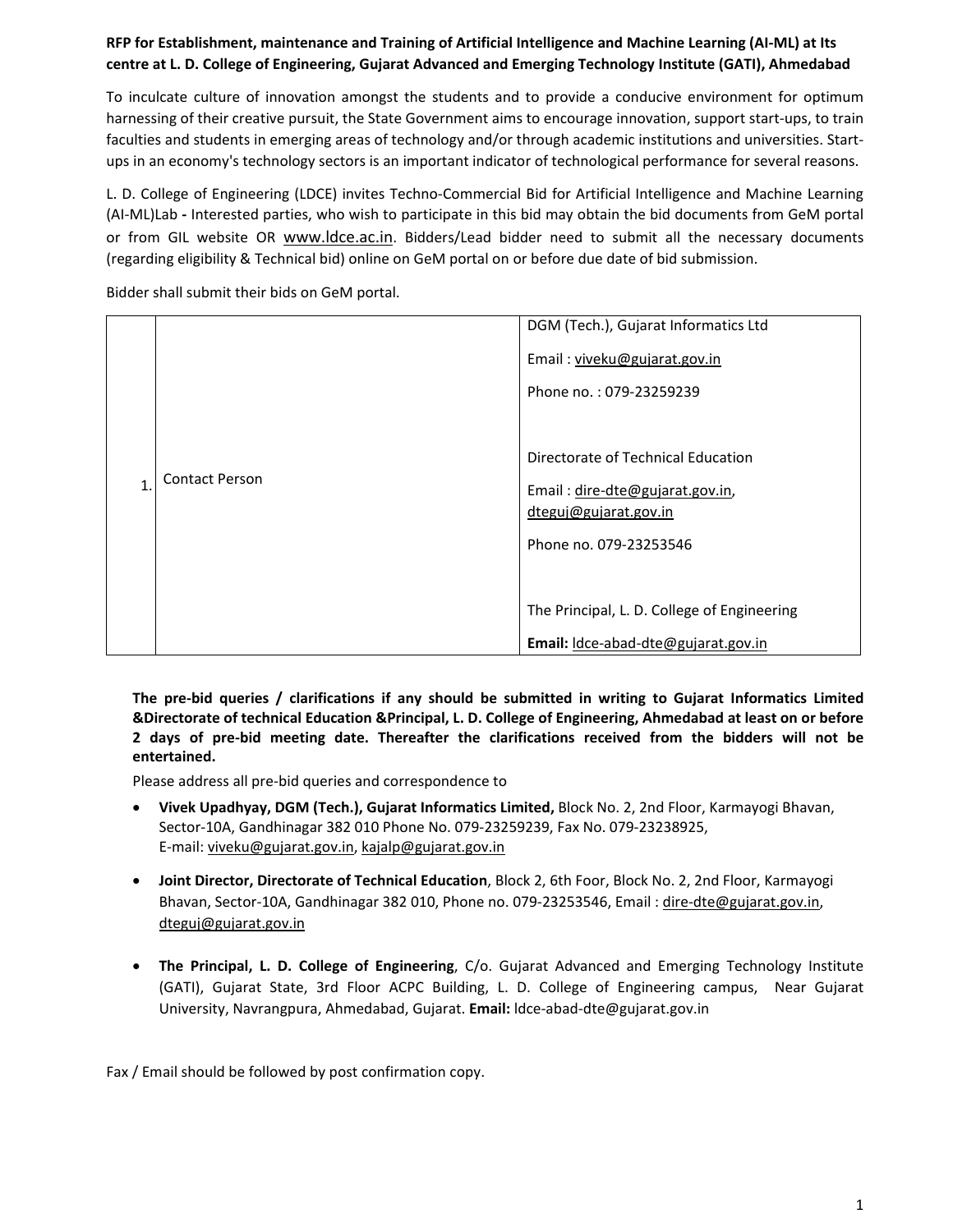**RFP for Establishment, maintenance and Training of Artificial Intelligence and Machine Learning (AI-ML) at Its centre at L. D. College of Engineering, Gujarat Advanced and Emerging Technology Institute (GATI), Ahmedabad**

To inculcate culture of innovation amongst the students and to provide a conducive environment for optimum harnessing of their creative pursuit, the State Government aims to encourage innovation, support start-ups, to train faculties and students in emerging areas of technology and/or through academic institutions and universities. Start-ups in an economy's technology sectors is an important indicator of technological performance for several reasons.

L. D. College of Engineering (LDCE) invites Techno-Commercial Bid for Artificial Intelligence and Machine Learning (AI-ML)Lab **-** Interested parties, who wish to participate in this bid may obtain the bid documents from GeM portal or from GIL website OR www.ldce.ac.in. Bidders/Lead bidder need to submit all the necessary documents (regarding eligibility & Technical bid) online on GeM portal on or before due date of bid submission.

Bidder shall submit their bids on GeM portal.

| | | |
|---|---|---|
| 1. | Contact Person | DGM (Tech.), Gujarat Informatics Ltd<br><br>Email : viveku@gujarat.gov.in<br><br>Phone no. : 079-23259239<br><br>Directorate of Technical Education<br><br>Email : dire-dte@gujarat.gov.in, dteguj@gujarat.gov.in<br><br>Phone no. 079-23253546<br><br>The Principal, L. D. College of Engineering<br><br>**Email:** ldce-abad-dte@gujarat.gov.in |

**The pre-bid queries / clarifications if any should be submitted in writing to Gujarat Informatics Limited &Directorate of technical Education &Principal, L. D. College of Engineering, Ahmedabad at least on or before 2 days of pre-bid meeting date. Thereafter the clarifications received from the bidders will not be entertained.**

Please address all pre-bid queries and correspondence to

- **Vivek Upadhyay, DGM (Tech.), Gujarat Informatics Limited,** Block No. 2, 2nd Floor, Karmayogi Bhavan, Sector-10A, Gandhinagar 382 010 Phone No. 079-23259239, Fax No. 079-23238925, E-mail: viveku@gujarat.gov.in, kajalp@gujarat.gov.in
- **Joint Director, Directorate of Technical Education**, Block 2, 6th Foor, Block No. 2, 2nd Floor, Karmayogi Bhavan, Sector-10A, Gandhinagar 382 010, Phone no. 079-23253546, Email : dire-dte@gujarat.gov.in, dteguj@gujarat.gov.in
- **The Principal, L. D. College of Engineering**, C/o. Gujarat Advanced and Emerging Technology Institute (GATI), Gujarat State, 3rd Floor ACPC Building, L. D. College of Engineering campus, Near Gujarat University, Navrangpura, Ahmedabad, Gujarat. **Email:** ldce-abad-dte@gujarat.gov.in

Fax / Email should be followed by post confirmation copy.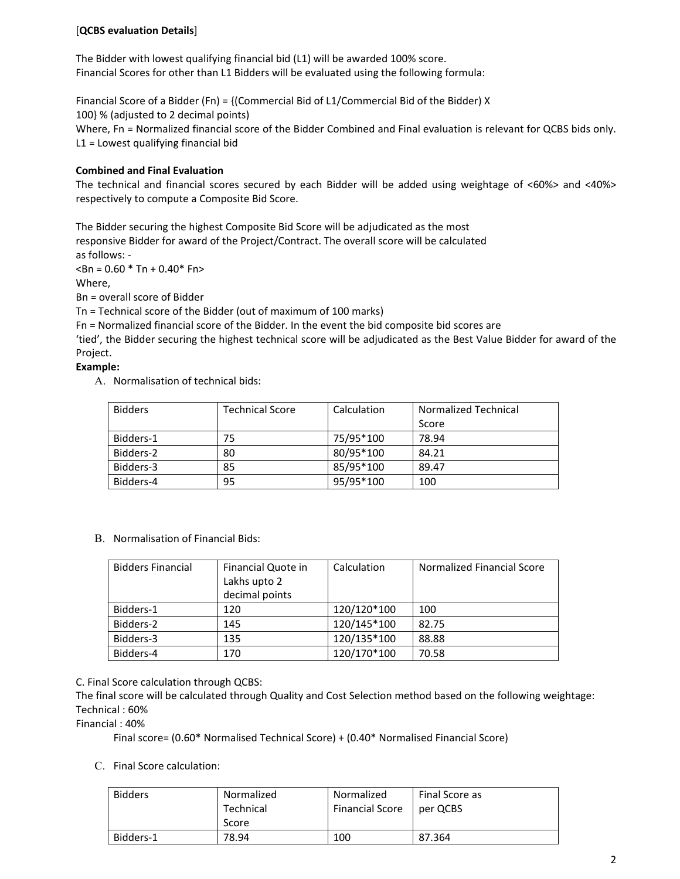[**QCBS evaluation Details**]

The Bidder with lowest qualifying financial bid (L1) will be awarded 100% score.
Financial Scores for other than L1 Bidders will be evaluated using the following formula:

Financial Score of a Bidder (Fn) = {(Commercial Bid of L1/Commercial Bid of the Bidder) X 100} % (adjusted to 2 decimal points)
Where, Fn = Normalized financial score of the Bidder Combined and Final evaluation is relevant for QCBS bids only.
L1 = Lowest qualifying financial bid

**Combined and Final Evaluation**

The technical and financial scores secured by each Bidder will be added using weightage of <60%> and <40%> respectively to compute a Composite Bid Score.

The Bidder securing the highest Composite Bid Score will be adjudicated as the most responsive Bidder for award of the Project/Contract. The overall score will be calculated as follows: -
<Bn = 0.60 * Tn + 0.40* Fn>
Where,
Bn = overall score of Bidder
Tn = Technical score of the Bidder (out of maximum of 100 marks)
Fn = Normalized financial score of the Bidder. In the event the bid composite bid scores are 'tied', the Bidder securing the highest technical score will be adjudicated as the Best Value Bidder for award of the Project.

**Example:**

A. Normalisation of technical bids:

| Bidders | Technical Score | Calculation | Normalized Technical Score |
|---|---|---|---|
| Bidders-1 | 75 | 75/95*100 | 78.94 |
| Bidders-2 | 80 | 80/95*100 | 84.21 |
| Bidders-3 | 85 | 85/95*100 | 89.47 |
| Bidders-4 | 95 | 95/95*100 | 100 |

B. Normalisation of Financial Bids:

| Bidders Financial | Financial Quote in Lakhs upto 2 decimal points | Calculation | Normalized Financial Score |
|---|---|---|---|
| Bidders-1 | 120 | 120/120*100 | 100 |
| Bidders-2 | 145 | 120/145*100 | 82.75 |
| Bidders-3 | 135 | 120/135*100 | 88.88 |
| Bidders-4 | 170 | 120/170*100 | 70.58 |

C. Final Score calculation through QCBS:

The final score will be calculated through Quality and Cost Selection method based on the following weightage:
Technical : 60%
Financial : 40%

Final score= (0.60* Normalised Technical Score) + (0.40* Normalised Financial Score)

C. Final Score calculation:

| Bidders | Normalized Technical Score | Normalized Financial Score | Final Score as per QCBS |
|---|---|---|---|
| Bidders-1 | 78.94 | 100 | 87.364 |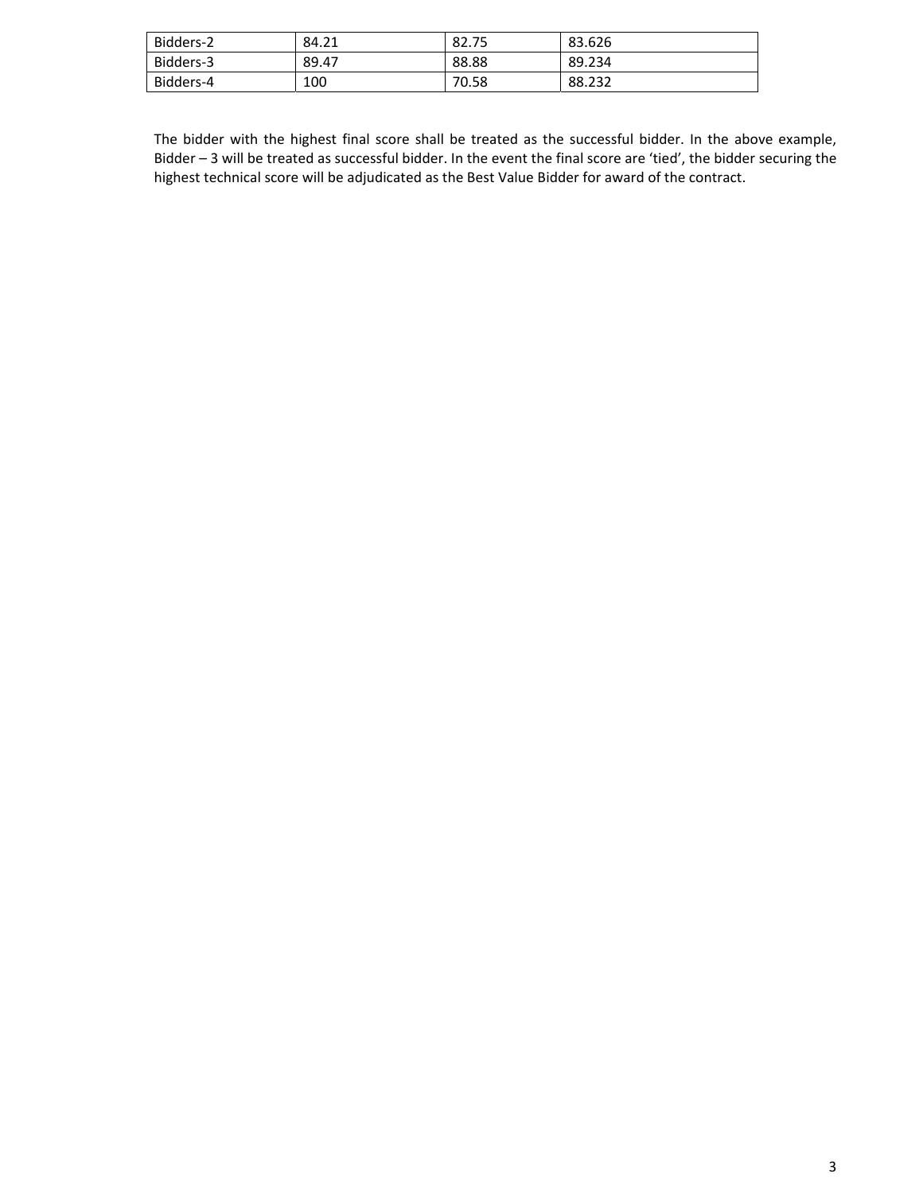| Bidders-2 | 84.21 | 82.75 | 83.626 |
|---|---|---|---|
| Bidders-3 | 89.47 | 88.88 | 89.234 |
| Bidders-4 | 100 | 70.58 | 88.232 |

The bidder with the highest final score shall be treated as the successful bidder. In the above example, Bidder – 3 will be treated as successful bidder. In the event the final score are 'tied', the bidder securing the highest technical score will be adjudicated as the Best Value Bidder for award of the contract.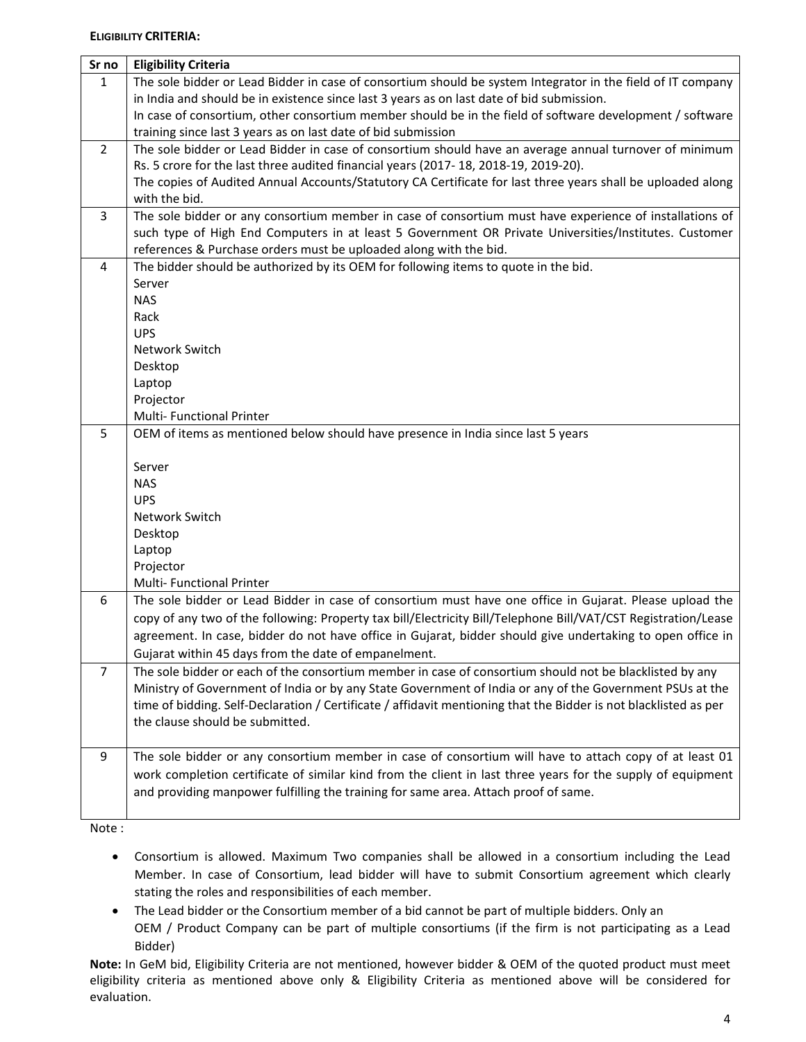**ELIGIBILITY CRITERIA:**

| Sr no | Eligibility Criteria |
|---|---|
| 1 | The sole bidder or Lead Bidder in case of consortium should be system Integrator in the field of IT company in India and should be in existence since last 3 years as on last date of bid submission.<br>In case of consortium, other consortium member should be in the field of software development / software training since last 3 years as on last date of bid submission |
| 2 | The sole bidder or Lead Bidder in case of consortium should have an average annual turnover of minimum Rs. 5 crore for the last three audited financial years (2017- 18, 2018-19, 2019-20).<br>The copies of Audited Annual Accounts/Statutory CA Certificate for last three years shall be uploaded along with the bid. |
| 3 | The sole bidder or any consortium member in case of consortium must have experience of installations of such type of High End Computers in at least 5 Government OR Private Universities/Institutes. Customer references & Purchase orders must be uploaded along with the bid. |
| 4 | The bidder should be authorized by its OEM for following items to quote in the bid.<br>Server<br>NAS<br>Rack<br>UPS<br>Network Switch<br>Desktop<br>Laptop<br>Projector<br>Multi- Functional Printer |
| 5 | OEM of items as mentioned below should have presence in India since last 5 years<br><br>Server<br>NAS<br>UPS<br>Network Switch<br>Desktop<br>Laptop<br>Projector<br>Multi- Functional Printer |
| 6 | The sole bidder or Lead Bidder in case of consortium must have one office in Gujarat. Please upload the copy of any two of the following: Property tax bill/Electricity Bill/Telephone Bill/VAT/CST Registration/Lease agreement. In case, bidder do not have office in Gujarat, bidder should give undertaking to open office in Gujarat within 45 days from the date of empanelment. |
| 7 | The sole bidder or each of the consortium member in case of consortium should not be blacklisted by any Ministry of Government of India or by any State Government of India or any of the Government PSUs at the time of bidding. Self-Declaration / Certificate / affidavit mentioning that the Bidder is not blacklisted as per the clause should be submitted. |
| 9 | The sole bidder or any consortium member in case of consortium will have to attach copy of at least 01 work completion certificate of similar kind from the client in last three years for the supply of equipment and providing manpower fulfilling the training for same area. Attach proof of same. |

Note :

- Consortium is allowed. Maximum Two companies shall be allowed in a consortium including the Lead Member. In case of Consortium, lead bidder will have to submit Consortium agreement which clearly stating the roles and responsibilities of each member.
- The Lead bidder or the Consortium member of a bid cannot be part of multiple bidders. Only an OEM / Product Company can be part of multiple consortiums (if the firm is not participating as a Lead Bidder)

**Note:** In GeM bid, Eligibility Criteria are not mentioned, however bidder & OEM of the quoted product must meet eligibility criteria as mentioned above only & Eligibility Criteria as mentioned above will be considered for evaluation.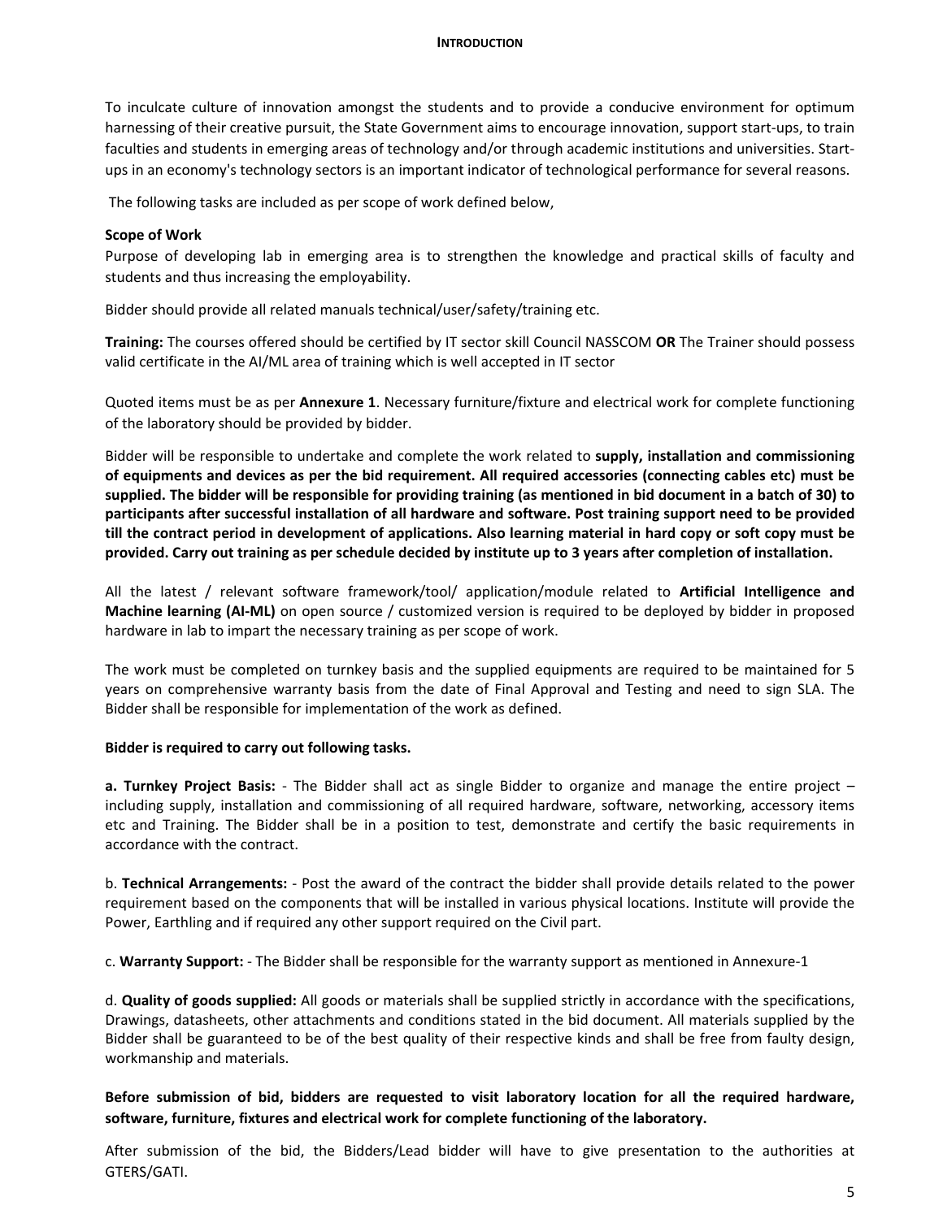## INTRODUCTION

To inculcate culture of innovation amongst the students and to provide a conducive environment for optimum harnessing of their creative pursuit, the State Government aims to encourage innovation, support start-ups, to train faculties and students in emerging areas of technology and/or through academic institutions and universities. Start-ups in an economy's technology sectors is an important indicator of technological performance for several reasons.

The following tasks are included as per scope of work defined below,

**Scope of Work**

Purpose of developing lab in emerging area is to strengthen the knowledge and practical skills of faculty and students and thus increasing the employability.

Bidder should provide all related manuals technical/user/safety/training etc.

**Training:** The courses offered should be certified by IT sector skill Council NASSCOM **OR** The Trainer should possess valid certificate in the AI/ML area of training which is well accepted in IT sector

Quoted items must be as per **Annexure 1**. Necessary furniture/fixture and electrical work for complete functioning of the laboratory should be provided by bidder.

Bidder will be responsible to undertake and complete the work related to **supply, installation and commissioning of equipments and devices as per the bid requirement. All required accessories (connecting cables etc) must be supplied. The bidder will be responsible for providing training (as mentioned in bid document in a batch of 30) to participants after successful installation of all hardware and software. Post training support need to be provided till the contract period in development of applications. Also learning material in hard copy or soft copy must be provided. Carry out training as per schedule decided by institute up to 3 years after completion of installation.**

All the latest / relevant software framework/tool/ application/module related to **Artificial Intelligence and Machine learning (AI-ML)** on open source / customized version is required to be deployed by bidder in proposed hardware in lab to impart the necessary training as per scope of work.

The work must be completed on turnkey basis and the supplied equipments are required to be maintained for 5 years on comprehensive warranty basis from the date of Final Approval and Testing and need to sign SLA. The Bidder shall be responsible for implementation of the work as defined.

**Bidder is required to carry out following tasks.**

**a. Turnkey Project Basis:** - The Bidder shall act as single Bidder to organize and manage the entire project – including supply, installation and commissioning of all required hardware, software, networking, accessory items etc and Training. The Bidder shall be in a position to test, demonstrate and certify the basic requirements in accordance with the contract.

b. **Technical Arrangements:** - Post the award of the contract the bidder shall provide details related to the power requirement based on the components that will be installed in various physical locations. Institute will provide the Power, Earthling and if required any other support required on the Civil part.

c. **Warranty Support:** - The Bidder shall be responsible for the warranty support as mentioned in Annexure-1

d. **Quality of goods supplied:** All goods or materials shall be supplied strictly in accordance with the specifications, Drawings, datasheets, other attachments and conditions stated in the bid document. All materials supplied by the Bidder shall be guaranteed to be of the best quality of their respective kinds and shall be free from faulty design, workmanship and materials.

**Before submission of bid, bidders are requested to visit laboratory location for all the required hardware, software, furniture, fixtures and electrical work for complete functioning of the laboratory.**

After submission of the bid, the Bidders/Lead bidder will have to give presentation to the authorities at GTERS/GATI.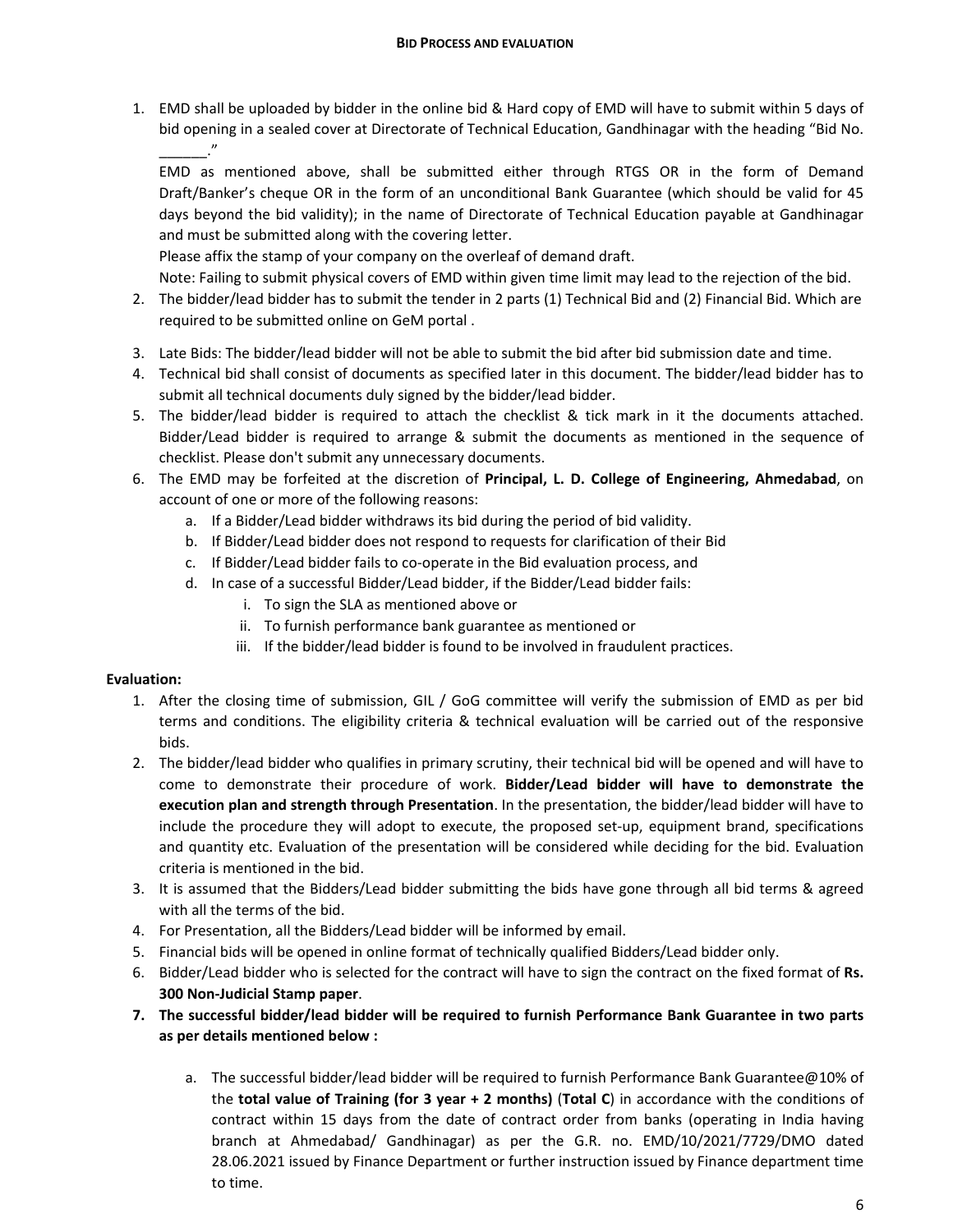## BID PROCESS AND EVALUATION

1. EMD shall be uploaded by bidder in the online bid & Hard copy of EMD will have to submit within 5 days of bid opening in a sealed cover at Directorate of Technical Education, Gandhinagar with the heading "Bid No. ______."

   EMD as mentioned above, shall be submitted either through RTGS OR in the form of Demand Draft/Banker's cheque OR in the form of an unconditional Bank Guarantee (which should be valid for 45 days beyond the bid validity); in the name of Directorate of Technical Education payable at Gandhinagar and must be submitted along with the covering letter.

   Please affix the stamp of your company on the overleaf of demand draft.

   Note: Failing to submit physical covers of EMD within given time limit may lead to the rejection of the bid.
2. The bidder/lead bidder has to submit the tender in 2 parts (1) Technical Bid and (2) Financial Bid. Which are required to be submitted online on GeM portal .
3. Late Bids: The bidder/lead bidder will not be able to submit the bid after bid submission date and time.
4. Technical bid shall consist of documents as specified later in this document. The bidder/lead bidder has to submit all technical documents duly signed by the bidder/lead bidder.
5. The bidder/lead bidder is required to attach the checklist & tick mark in it the documents attached. Bidder/Lead bidder is required to arrange & submit the documents as mentioned in the sequence of checklist. Please don't submit any unnecessary documents.
6. The EMD may be forfeited at the discretion of **Principal, L. D. College of Engineering, Ahmedabad**, on account of one or more of the following reasons:
   a. If a Bidder/Lead bidder withdraws its bid during the period of bid validity.
   b. If Bidder/Lead bidder does not respond to requests for clarification of their Bid
   c. If Bidder/Lead bidder fails to co-operate in the Bid evaluation process, and
   d. In case of a successful Bidder/Lead bidder, if the Bidder/Lead bidder fails:
      i. To sign the SLA as mentioned above or
      ii. To furnish performance bank guarantee as mentioned or
      iii. If the bidder/lead bidder is found to be involved in fraudulent practices.

**Evaluation:**

1. After the closing time of submission, GIL / GoG committee will verify the submission of EMD as per bid terms and conditions. The eligibility criteria & technical evaluation will be carried out of the responsive bids.
2. The bidder/lead bidder who qualifies in primary scrutiny, their technical bid will be opened and will have to come to demonstrate their procedure of work. **Bidder/Lead bidder will have to demonstrate the execution plan and strength through Presentation**. In the presentation, the bidder/lead bidder will have to include the procedure they will adopt to execute, the proposed set-up, equipment brand, specifications and quantity etc. Evaluation of the presentation will be considered while deciding for the bid. Evaluation criteria is mentioned in the bid.
3. It is assumed that the Bidders/Lead bidder submitting the bids have gone through all bid terms & agreed with all the terms of the bid.
4. For Presentation, all the Bidders/Lead bidder will be informed by email.
5. Financial bids will be opened in online format of technically qualified Bidders/Lead bidder only.
6. Bidder/Lead bidder who is selected for the contract will have to sign the contract on the fixed format of **Rs. 300 Non-Judicial Stamp paper**.
7. **The successful bidder/lead bidder will be required to furnish Performance Bank Guarantee in two parts as per details mentioned below :**
   a. The successful bidder/lead bidder will be required to furnish Performance Bank Guarantee@10% of the **total value of Training (for 3 year + 2 months)** (**Total C**) in accordance with the conditions of contract within 15 days from the date of contract order from banks (operating in India having branch at Ahmedabad/ Gandhinagar) as per the G.R. no. EMD/10/2021/7729/DMO dated 28.06.2021 issued by Finance Department or further instruction issued by Finance department time to time.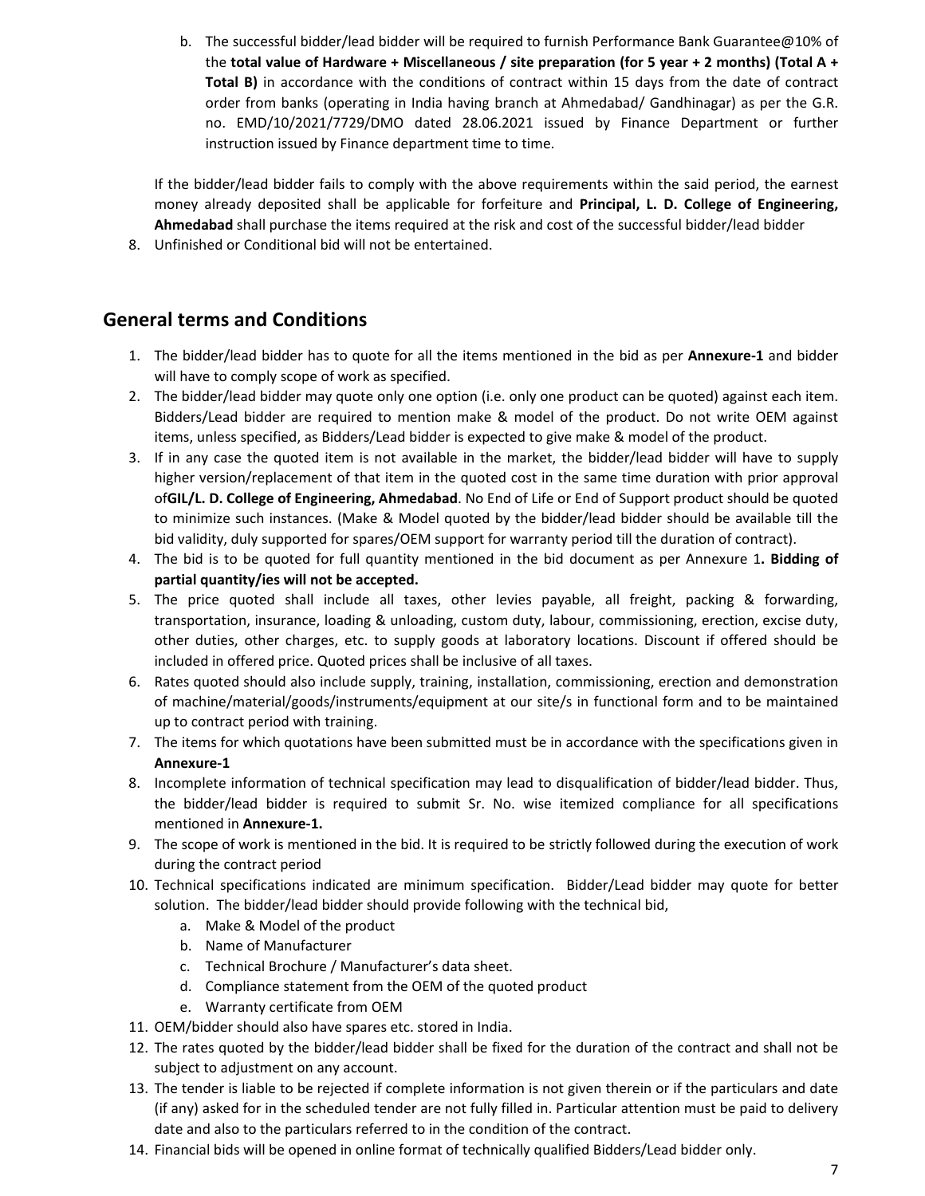b. The successful bidder/lead bidder will be required to furnish Performance Bank Guarantee@10% of the **total value of Hardware + Miscellaneous / site preparation (for 5 year + 2 months) (Total A + Total B)** in accordance with the conditions of contract within 15 days from the date of contract order from banks (operating in India having branch at Ahmedabad/ Gandhinagar) as per the G.R. no. EMD/10/2021/7729/DMO dated 28.06.2021 issued by Finance Department or further instruction issued by Finance department time to time.

If the bidder/lead bidder fails to comply with the above requirements within the said period, the earnest money already deposited shall be applicable for forfeiture and **Principal, L. D. College of Engineering, Ahmedabad** shall purchase the items required at the risk and cost of the successful bidder/lead bidder

8. Unfinished or Conditional bid will not be entertained.

## General terms and Conditions

1. The bidder/lead bidder has to quote for all the items mentioned in the bid as per **Annexure-1** and bidder will have to comply scope of work as specified.
2. The bidder/lead bidder may quote only one option (i.e. only one product can be quoted) against each item. Bidders/Lead bidder are required to mention make & model of the product. Do not write OEM against items, unless specified, as Bidders/Lead bidder is expected to give make & model of the product.
3. If in any case the quoted item is not available in the market, the bidder/lead bidder will have to supply higher version/replacement of that item in the quoted cost in the same time duration with prior approval of**GIL/L. D. College of Engineering, Ahmedabad**. No End of Life or End of Support product should be quoted to minimize such instances. (Make & Model quoted by the bidder/lead bidder should be available till the bid validity, duly supported for spares/OEM support for warranty period till the duration of contract).
4. The bid is to be quoted for full quantity mentioned in the bid document as per Annexure 1**. Bidding of partial quantity/ies will not be accepted.**
5. The price quoted shall include all taxes, other levies payable, all freight, packing & forwarding, transportation, insurance, loading & unloading, custom duty, labour, commissioning, erection, excise duty, other duties, other charges, etc. to supply goods at laboratory locations. Discount if offered should be included in offered price. Quoted prices shall be inclusive of all taxes.
6. Rates quoted should also include supply, training, installation, commissioning, erection and demonstration of machine/material/goods/instruments/equipment at our site/s in functional form and to be maintained up to contract period with training.
7. The items for which quotations have been submitted must be in accordance with the specifications given in **Annexure-1**
8. Incomplete information of technical specification may lead to disqualification of bidder/lead bidder. Thus, the bidder/lead bidder is required to submit Sr. No. wise itemized compliance for all specifications mentioned in **Annexure-1.**
9. The scope of work is mentioned in the bid. It is required to be strictly followed during the execution of work during the contract period
10. Technical specifications indicated are minimum specification. Bidder/Lead bidder may quote for better solution. The bidder/lead bidder should provide following with the technical bid,
    a. Make & Model of the product
    b. Name of Manufacturer
    c. Technical Brochure / Manufacturer's data sheet.
    d. Compliance statement from the OEM of the quoted product
    e. Warranty certificate from OEM
11. OEM/bidder should also have spares etc. stored in India.
12. The rates quoted by the bidder/lead bidder shall be fixed for the duration of the contract and shall not be subject to adjustment on any account.
13. The tender is liable to be rejected if complete information is not given therein or if the particulars and date (if any) asked for in the scheduled tender are not fully filled in. Particular attention must be paid to delivery date and also to the particulars referred to in the condition of the contract.
14. Financial bids will be opened in online format of technically qualified Bidders/Lead bidder only.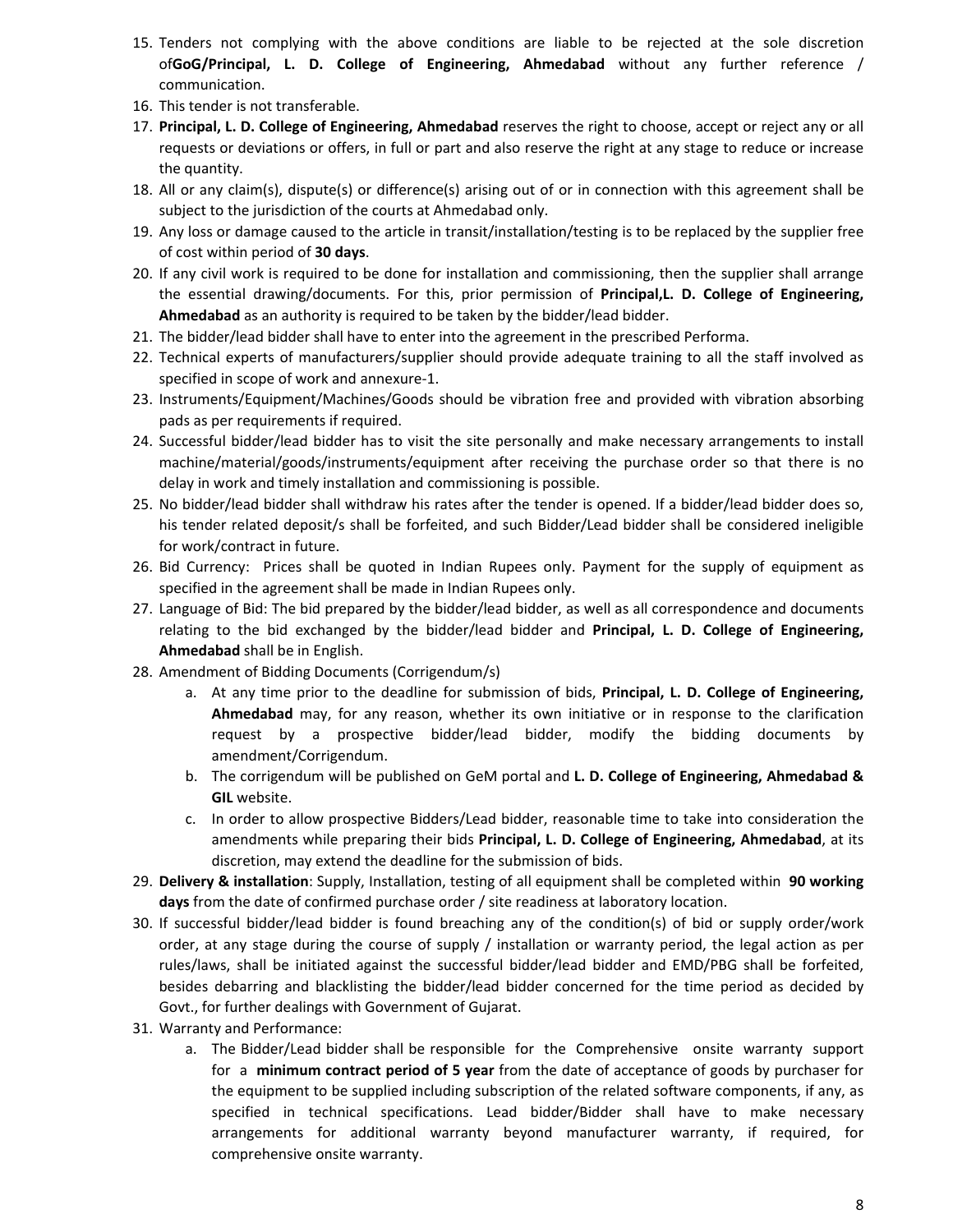15. Tenders not complying with the above conditions are liable to be rejected at the sole discretion of**GoG/Principal, L. D. College of Engineering, Ahmedabad** without any further reference / communication.
16. This tender is not transferable.
17. **Principal, L. D. College of Engineering, Ahmedabad** reserves the right to choose, accept or reject any or all requests or deviations or offers, in full or part and also reserve the right at any stage to reduce or increase the quantity.
18. All or any claim(s), dispute(s) or difference(s) arising out of or in connection with this agreement shall be subject to the jurisdiction of the courts at Ahmedabad only.
19. Any loss or damage caused to the article in transit/installation/testing is to be replaced by the supplier free of cost within period of **30 days**.
20. If any civil work is required to be done for installation and commissioning, then the supplier shall arrange the essential drawing/documents. For this, prior permission of **Principal,L. D. College of Engineering, Ahmedabad** as an authority is required to be taken by the bidder/lead bidder.
21. The bidder/lead bidder shall have to enter into the agreement in the prescribed Performa.
22. Technical experts of manufacturers/supplier should provide adequate training to all the staff involved as specified in scope of work and annexure-1.
23. Instruments/Equipment/Machines/Goods should be vibration free and provided with vibration absorbing pads as per requirements if required.
24. Successful bidder/lead bidder has to visit the site personally and make necessary arrangements to install machine/material/goods/instruments/equipment after receiving the purchase order so that there is no delay in work and timely installation and commissioning is possible.
25. No bidder/lead bidder shall withdraw his rates after the tender is opened. If a bidder/lead bidder does so, his tender related deposit/s shall be forfeited, and such Bidder/Lead bidder shall be considered ineligible for work/contract in future.
26. Bid Currency: Prices shall be quoted in Indian Rupees only. Payment for the supply of equipment as specified in the agreement shall be made in Indian Rupees only.
27. Language of Bid: The bid prepared by the bidder/lead bidder, as well as all correspondence and documents relating to the bid exchanged by the bidder/lead bidder and **Principal, L. D. College of Engineering, Ahmedabad** shall be in English.
28. Amendment of Bidding Documents (Corrigendum/s)
    a. At any time prior to the deadline for submission of bids, **Principal, L. D. College of Engineering, Ahmedabad** may, for any reason, whether its own initiative or in response to the clarification request by a prospective bidder/lead bidder, modify the bidding documents by amendment/Corrigendum.
    b. The corrigendum will be published on GeM portal and **L. D. College of Engineering, Ahmedabad & GIL** website.
    c. In order to allow prospective Bidders/Lead bidder, reasonable time to take into consideration the amendments while preparing their bids **Principal, L. D. College of Engineering, Ahmedabad**, at its discretion, may extend the deadline for the submission of bids.
29. **Delivery & installation**: Supply, Installation, testing of all equipment shall be completed within **90 working days** from the date of confirmed purchase order / site readiness at laboratory location.
30. If successful bidder/lead bidder is found breaching any of the condition(s) of bid or supply order/work order, at any stage during the course of supply / installation or warranty period, the legal action as per rules/laws, shall be initiated against the successful bidder/lead bidder and EMD/PBG shall be forfeited, besides debarring and blacklisting the bidder/lead bidder concerned for the time period as decided by Govt., for further dealings with Government of Gujarat.
31. Warranty and Performance:
    a. The Bidder/Lead bidder shall be responsible for the Comprehensive onsite warranty support for a **minimum contract period of 5 year** from the date of acceptance of goods by purchaser for the equipment to be supplied including subscription of the related software components, if any, as specified in technical specifications. Lead bidder/Bidder shall have to make necessary arrangements for additional warranty beyond manufacturer warranty, if required, for comprehensive onsite warranty.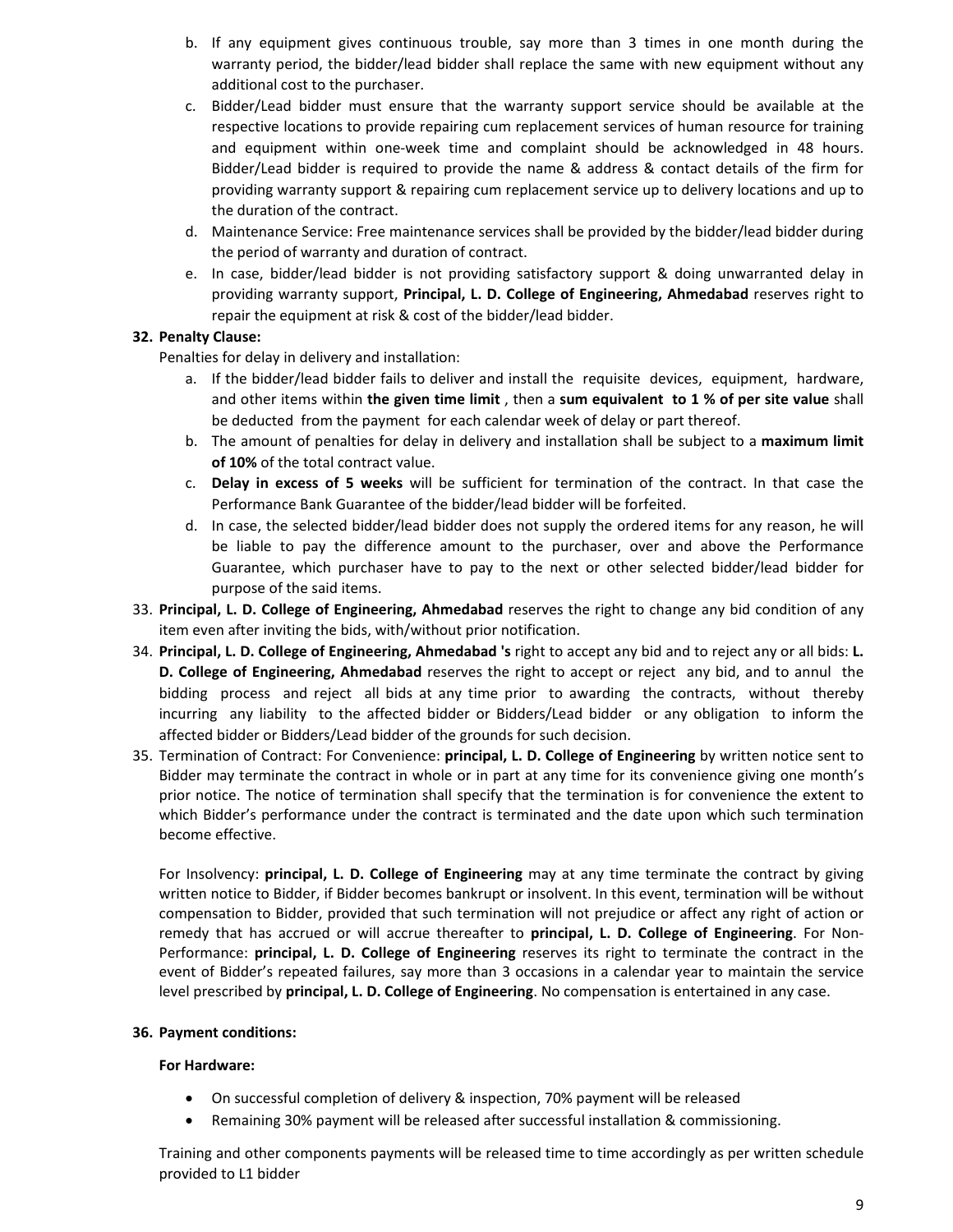b. If any equipment gives continuous trouble, say more than 3 times in one month during the warranty period, the bidder/lead bidder shall replace the same with new equipment without any additional cost to the purchaser.

c. Bidder/Lead bidder must ensure that the warranty support service should be available at the respective locations to provide repairing cum replacement services of human resource for training and equipment within one-week time and complaint should be acknowledged in 48 hours. Bidder/Lead bidder is required to provide the name & address & contact details of the firm for providing warranty support & repairing cum replacement service up to delivery locations and up to the duration of the contract.

d. Maintenance Service: Free maintenance services shall be provided by the bidder/lead bidder during the period of warranty and duration of contract.

e. In case, bidder/lead bidder is not providing satisfactory support & doing unwarranted delay in providing warranty support, **Principal, L. D. College of Engineering, Ahmedabad** reserves right to repair the equipment at risk & cost of the bidder/lead bidder.

**32. Penalty Clause:**

Penalties for delay in delivery and installation:

a. If the bidder/lead bidder fails to deliver and install the requisite devices, equipment, hardware, and other items within **the given time limit** , then a **sum equivalent to 1 % of per site value** shall be deducted from the payment for each calendar week of delay or part thereof.

b. The amount of penalties for delay in delivery and installation shall be subject to a **maximum limit of 10%** of the total contract value.

c. **Delay in excess of 5 weeks** will be sufficient for termination of the contract. In that case the Performance Bank Guarantee of the bidder/lead bidder will be forfeited.

d. In case, the selected bidder/lead bidder does not supply the ordered items for any reason, he will be liable to pay the difference amount to the purchaser, over and above the Performance Guarantee, which purchaser have to pay to the next or other selected bidder/lead bidder for purpose of the said items.

33. **Principal, L. D. College of Engineering, Ahmedabad** reserves the right to change any bid condition of any item even after inviting the bids, with/without prior notification.

34. **Principal, L. D. College of Engineering, Ahmedabad 's** right to accept any bid and to reject any or all bids: **L. D. College of Engineering, Ahmedabad** reserves the right to accept or reject any bid, and to annul the bidding process and reject all bids at any time prior to awarding the contracts, without thereby incurring any liability to the affected bidder or Bidders/Lead bidder or any obligation to inform the affected bidder or Bidders/Lead bidder of the grounds for such decision.

35. Termination of Contract: For Convenience: **principal, L. D. College of Engineering** by written notice sent to Bidder may terminate the contract in whole or in part at any time for its convenience giving one month's prior notice. The notice of termination shall specify that the termination is for convenience the extent to which Bidder's performance under the contract is terminated and the date upon which such termination become effective.

    For Insolvency: **principal, L. D. College of Engineering** may at any time terminate the contract by giving written notice to Bidder, if Bidder becomes bankrupt or insolvent. In this event, termination will be without compensation to Bidder, provided that such termination will not prejudice or affect any right of action or remedy that has accrued or will accrue thereafter to **principal, L. D. College of Engineering**. For Non-Performance: **principal, L. D. College of Engineering** reserves its right to terminate the contract in the event of Bidder's repeated failures, say more than 3 occasions in a calendar year to maintain the service level prescribed by **principal, L. D. College of Engineering**. No compensation is entertained in any case.

**36. Payment conditions:**

**For Hardware:**

- On successful completion of delivery & inspection, 70% payment will be released
- Remaining 30% payment will be released after successful installation & commissioning.

Training and other components payments will be released time to time accordingly as per written schedule provided to L1 bidder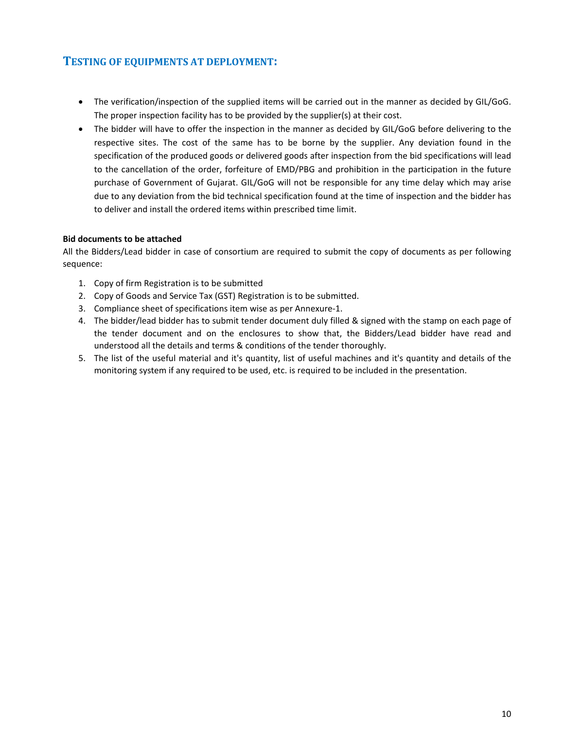## TESTING OF EQUIPMENTS AT DEPLOYMENT:

- The verification/inspection of the supplied items will be carried out in the manner as decided by GIL/GoG. The proper inspection facility has to be provided by the supplier(s) at their cost.
- The bidder will have to offer the inspection in the manner as decided by GIL/GoG before delivering to the respective sites. The cost of the same has to be borne by the supplier. Any deviation found in the specification of the produced goods or delivered goods after inspection from the bid specifications will lead to the cancellation of the order, forfeiture of EMD/PBG and prohibition in the participation in the future purchase of Government of Gujarat. GIL/GoG will not be responsible for any time delay which may arise due to any deviation from the bid technical specification found at the time of inspection and the bidder has to deliver and install the ordered items within prescribed time limit.

**Bid documents to be attached**

All the Bidders/Lead bidder in case of consortium are required to submit the copy of documents as per following sequence:

1. Copy of firm Registration is to be submitted
2. Copy of Goods and Service Tax (GST) Registration is to be submitted.
3. Compliance sheet of specifications item wise as per Annexure-1.
4. The bidder/lead bidder has to submit tender document duly filled & signed with the stamp on each page of the tender document and on the enclosures to show that, the Bidders/Lead bidder have read and understood all the details and terms & conditions of the tender thoroughly.
5. The list of the useful material and it's quantity, list of useful machines and it's quantity and details of the monitoring system if any required to be used, etc. is required to be included in the presentation.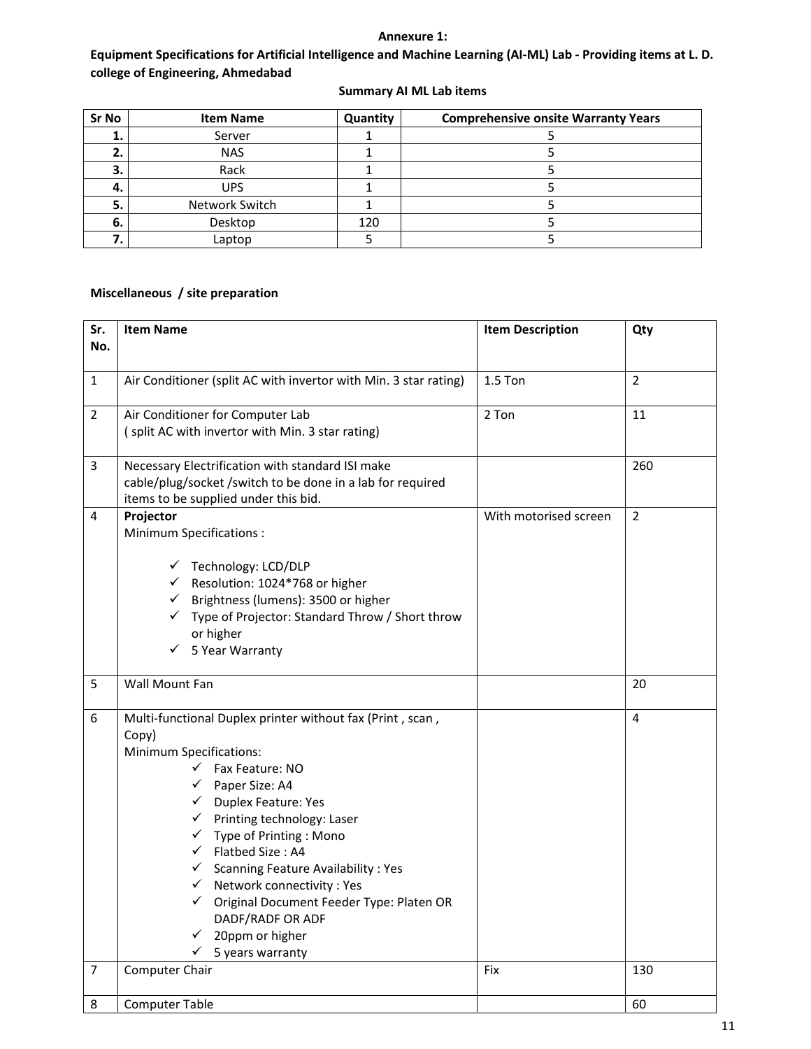**Annexure 1:**

**Equipment Specifications for Artificial Intelligence and Machine Learning (AI-ML) Lab - Providing items at L. D. college of Engineering, Ahmedabad**

**Summary AI ML Lab items**

| Sr No | Item Name | Quantity | Comprehensive onsite Warranty Years |
|---|---|---|---|
| **1.** | Server | 1 | 5 |
| **2.** | NAS | 1 | 5 |
| **3.** | Rack | 1 | 5 |
| **4.** | UPS | 1 | 5 |
| **5.** | Network Switch | 1 | 5 |
| **6.** | Desktop | 120 | 5 |
| **7.** | Laptop | 5 | 5 |

**Miscellaneous / site preparation**

| Sr. No. | Item Name | Item Description | Qty |
|---|---|---|---|
| 1 | Air Conditioner (split AC with invertor with Min. 3 star rating) | 1.5 Ton | 2 |
| 2 | Air Conditioner for Computer Lab ( split AC with invertor with Min. 3 star rating) | 2 Ton | 11 |
| 3 | Necessary Electrification with standard ISI make cable/plug/socket /switch to be done in a lab for required items to be supplied under this bid. | | 260 |
| 4 | **Projector** Minimum Specifications : ✓ Technology: LCD/DLP ✓ Resolution: 1024*768 or higher ✓ Brightness (lumens): 3500 or higher ✓ Type of Projector: Standard Throw / Short throw or higher ✓ 5 Year Warranty | With motorised screen | 2 |
| 5 | Wall Mount Fan | | 20 |
| 6 | Multi-functional Duplex printer without fax (Print , scan , Copy) Minimum Specifications: ✓ Fax Feature: NO ✓ Paper Size: A4 ✓ Duplex Feature: Yes ✓ Printing technology: Laser ✓ Type of Printing : Mono ✓ Flatbed Size : A4 ✓ Scanning Feature Availability : Yes ✓ Network connectivity : Yes ✓ Original Document Feeder Type: Platen OR DADF/RADF OR ADF ✓ 20ppm or higher ✓ 5 years warranty | | 4 |
| 7 | Computer Chair | Fix | 130 |
| 8 | Computer Table | | 60 |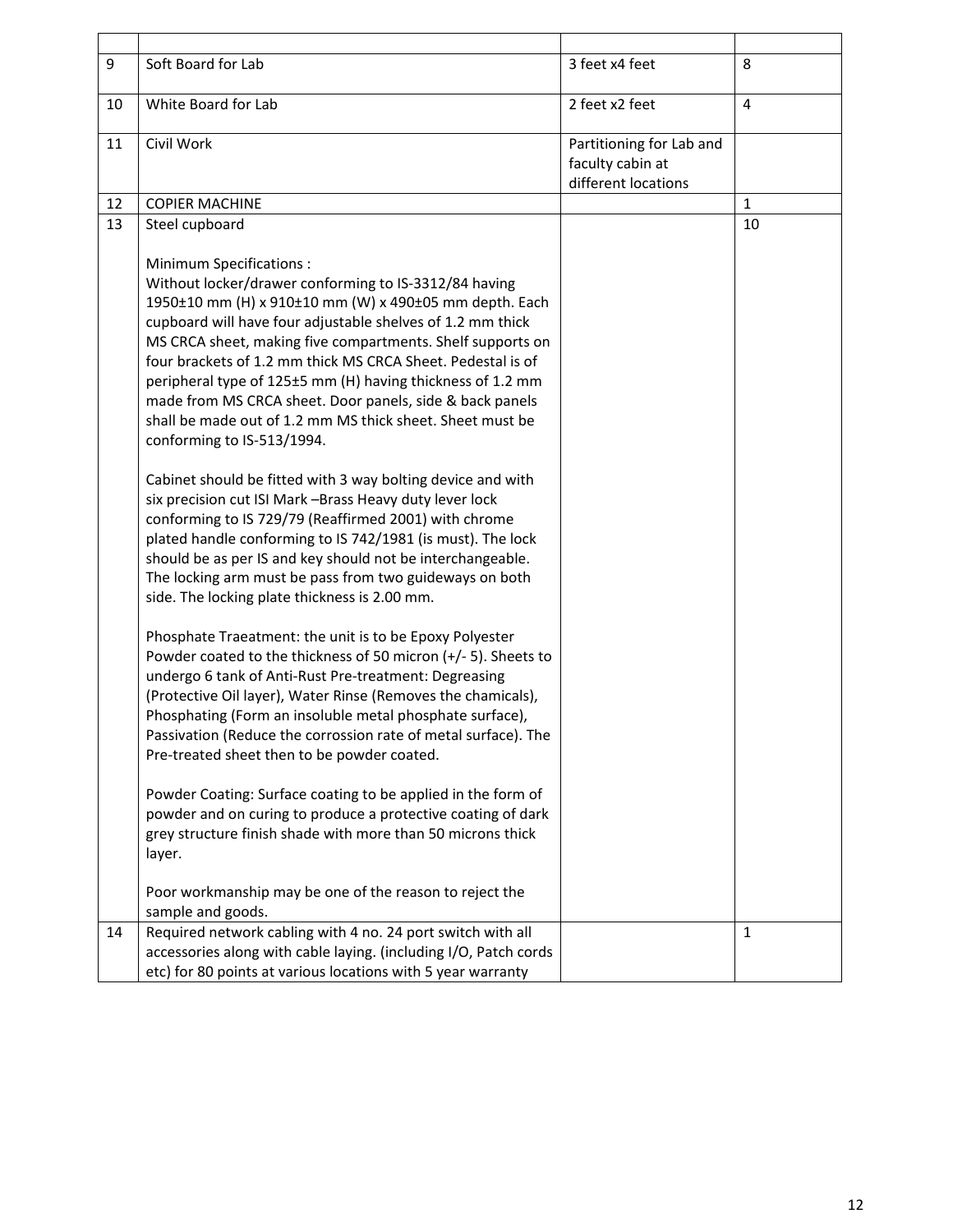| | | | |
|---|---|---|---|
| 9 | Soft Board for Lab | 3 feet x4 feet | 8 |
| 10 | White Board for Lab | 2 feet x2 feet | 4 |
| 11 | Civil Work | Partitioning for Lab and faculty cabin at different locations | |
| 12 | COPIER MACHINE | | 1 |
| 13 | Steel cupboard<br><br>Minimum Specifications :<br>Without locker/drawer conforming to IS-3312/84 having 1950±10 mm (H) x 910±10 mm (W) x 490±05 mm depth. Each cupboard will have four adjustable shelves of 1.2 mm thick MS CRCA sheet, making five compartments. Shelf supports on four brackets of 1.2 mm thick MS CRCA Sheet. Pedestal is of peripheral type of 125±5 mm (H) having thickness of 1.2 mm made from MS CRCA sheet. Door panels, side & back panels shall be made out of 1.2 mm MS thick sheet. Sheet must be conforming to IS-513/1994.<br><br>Cabinet should be fitted with 3 way bolting device and with six precision cut ISI Mark –Brass Heavy duty lever lock conforming to IS 729/79 (Reaffirmed 2001) with chrome plated handle conforming to IS 742/1981 (is must). The lock should be as per IS and key should not be interchangeable. The locking arm must be pass from two guideways on both side. The locking plate thickness is 2.00 mm.<br><br>Phosphate Traeatment: the unit is to be Epoxy Polyester Powder coated to the thickness of 50 micron (+/- 5). Sheets to undergo 6 tank of Anti-Rust Pre-treatment: Degreasing (Protective Oil layer), Water Rinse (Removes the chamicals), Phosphating (Form an insoluble metal phosphate surface), Passivation (Reduce the corrossion rate of metal surface). The Pre-treated sheet then to be powder coated.<br><br>Powder Coating: Surface coating to be applied in the form of powder and on curing to produce a protective coating of dark grey structure finish shade with more than 50 microns thick layer.<br><br>Poor workmanship may be one of the reason to reject the sample and goods. | | 10 |
| 14 | Required network cabling with 4 no. 24 port switch with all accessories along with cable laying. (including I/O, Patch cords etc) for 80 points at various locations with 5 year warranty | | 1 |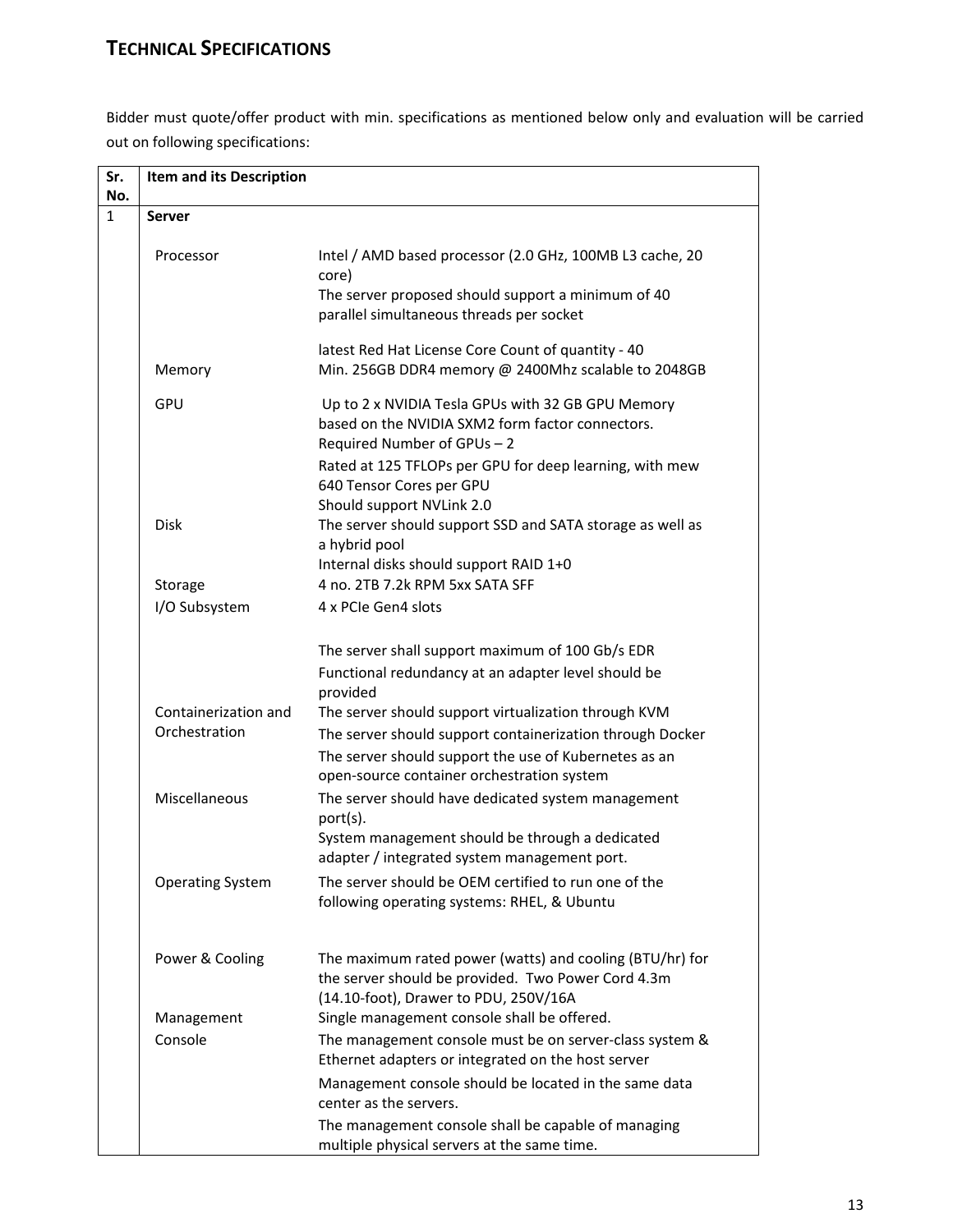# TECHNICAL SPECIFICATIONS

Bidder must quote/offer product with min. specifications as mentioned below only and evaluation will be carried out on following specifications:

| Sr. No. | Item and its Description | |
|---|---|---|
| 1 | **Server** | |
| | Processor | Intel / AMD based processor (2.0 GHz, 100MB L3 cache, 20 core)<br>The server proposed should support a minimum of 40 parallel simultaneous threads per socket<br><br>latest Red Hat License Core Count of quantity - 40 |
| | Memory | Min. 256GB DDR4 memory @ 2400Mhz scalable to 2048GB |
| | GPU | Up to 2 x NVIDIA Tesla GPUs with 32 GB GPU Memory based on the NVIDIA SXM2 form factor connectors.<br>Required Number of GPUs – 2<br>Rated at 125 TFLOPs per GPU for deep learning, with mew 640 Tensor Cores per GPU<br>Should support NVLink 2.0 |
| | Disk | The server should support SSD and SATA storage as well as a hybrid pool<br>Internal disks should support RAID 1+0 |
| | Storage | 4 no. 2TB 7.2k RPM 5xx SATA SFF |
| | I/O Subsystem | 4 x PCIe Gen4 slots<br><br>The server shall support maximum of 100 Gb/s EDR<br>Functional redundancy at an adapter level should be provided |
| | Containerization and Orchestration | The server should support virtualization through KVM<br>The server should support containerization through Docker<br>The server should support the use of Kubernetes as an open-source container orchestration system |
| | Miscellaneous | The server should have dedicated system management port(s).<br>System management should be through a dedicated adapter / integrated system management port. |
| | Operating System | The server should be OEM certified to run one of the following operating systems: RHEL, & Ubuntu |
| | Power & Cooling | The maximum rated power (watts) and cooling (BTU/hr) for the server should be provided. Two Power Cord 4.3m (14.10-foot), Drawer to PDU, 250V/16A |
| | Management Console | Single management console shall be offered.<br>The management console must be on server-class system & Ethernet adapters or integrated on the host server<br>Management console should be located in the same data center as the servers.<br>The management console shall be capable of managing multiple physical servers at the same time. |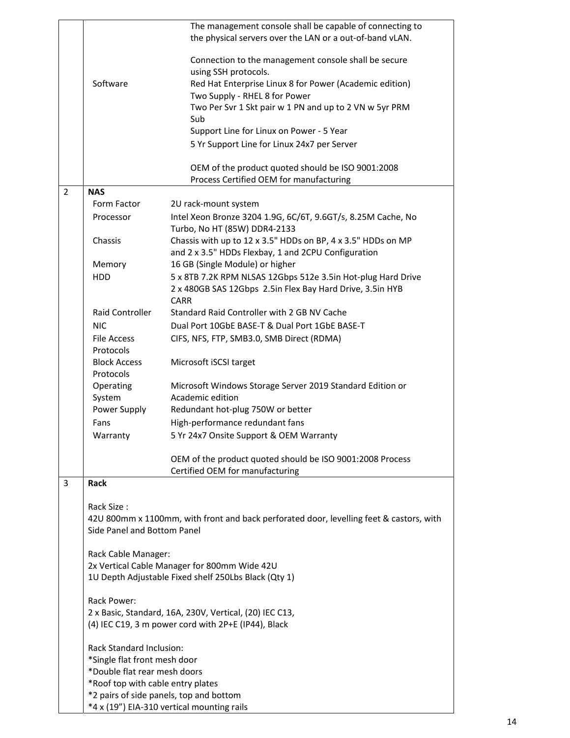| | | |
|---|---|---|
| | | The management console shall be capable of connecting to the physical servers over the LAN or a out-of-band vLAN.<br><br>Connection to the management console shall be secure using SSH protocols. |
| | Software | Red Hat Enterprise Linux 8 for Power (Academic edition)<br>Two Supply - RHEL 8 for Power<br>Two Per Svr 1 Skt pair w 1 PN and up to 2 VN w 5yr PRM Sub<br>Support Line for Linux on Power - 5 Year<br>5 Yr Support Line for Linux 24x7 per Server<br><br>OEM of the product quoted should be ISO 9001:2008 Process Certified OEM for manufacturing |
| 2 | **NAS** | |
| | Form Factor | 2U rack-mount system |
| | Processor | Intel Xeon Bronze 3204 1.9G, 6C/6T, 9.6GT/s, 8.25M Cache, No Turbo, No HT (85W) DDR4-2133 |
| | Chassis | Chassis with up to 12 x 3.5" HDDs on BP, 4 x 3.5" HDDs on MP and 2 x 3.5" HDDs Flexbay, 1 and 2CPU Configuration |
| | Memory | 16 GB (Single Module) or higher |
| | HDD | 5 x 8TB 7.2K RPM NLSAS 12Gbps 512e 3.5in Hot-plug Hard Drive<br>2 x 480GB SAS 12Gbps 2.5in Flex Bay Hard Drive, 3.5in HYB CARR |
| | Raid Controller | Standard Raid Controller with 2 GB NV Cache |
| | NIC | Dual Port 10GbE BASE-T & Dual Port 1GbE BASE-T |
| | File Access Protocols | CIFS, NFS, FTP, SMB3.0, SMB Direct (RDMA) |
| | Block Access Protocols | Microsoft iSCSI target |
| | Operating System | Microsoft Windows Storage Server 2019 Standard Edition or Academic edition |
| | Power Supply | Redundant hot-plug 750W or better |
| | Fans | High-performance redundant fans |
| | Warranty | 5 Yr 24x7 Onsite Support & OEM Warranty<br><br>OEM of the product quoted should be ISO 9001:2008 Process Certified OEM for manufacturing |
| 3 | **Rack**<br><br>Rack Size :<br>42U 800mm x 1100mm, with front and back perforated door, levelling feet & castors, with Side Panel and Bottom Panel<br><br>Rack Cable Manager:<br>2x Vertical Cable Manager for 800mm Wide 42U<br>1U Depth Adjustable Fixed shelf 250Lbs Black (Qty 1)<br><br>Rack Power:<br>2 x Basic, Standard, 16A, 230V, Vertical, (20) IEC C13,<br>(4) IEC C19, 3 m power cord with 2P+E (IP44), Black<br><br>Rack Standard Inclusion:<br>*Single flat front mesh door<br>*Double flat rear mesh doors<br>*Roof top with cable entry plates<br>*2 pairs of side panels, top and bottom<br>*4 x (19") EIA-310 vertical mounting rails | |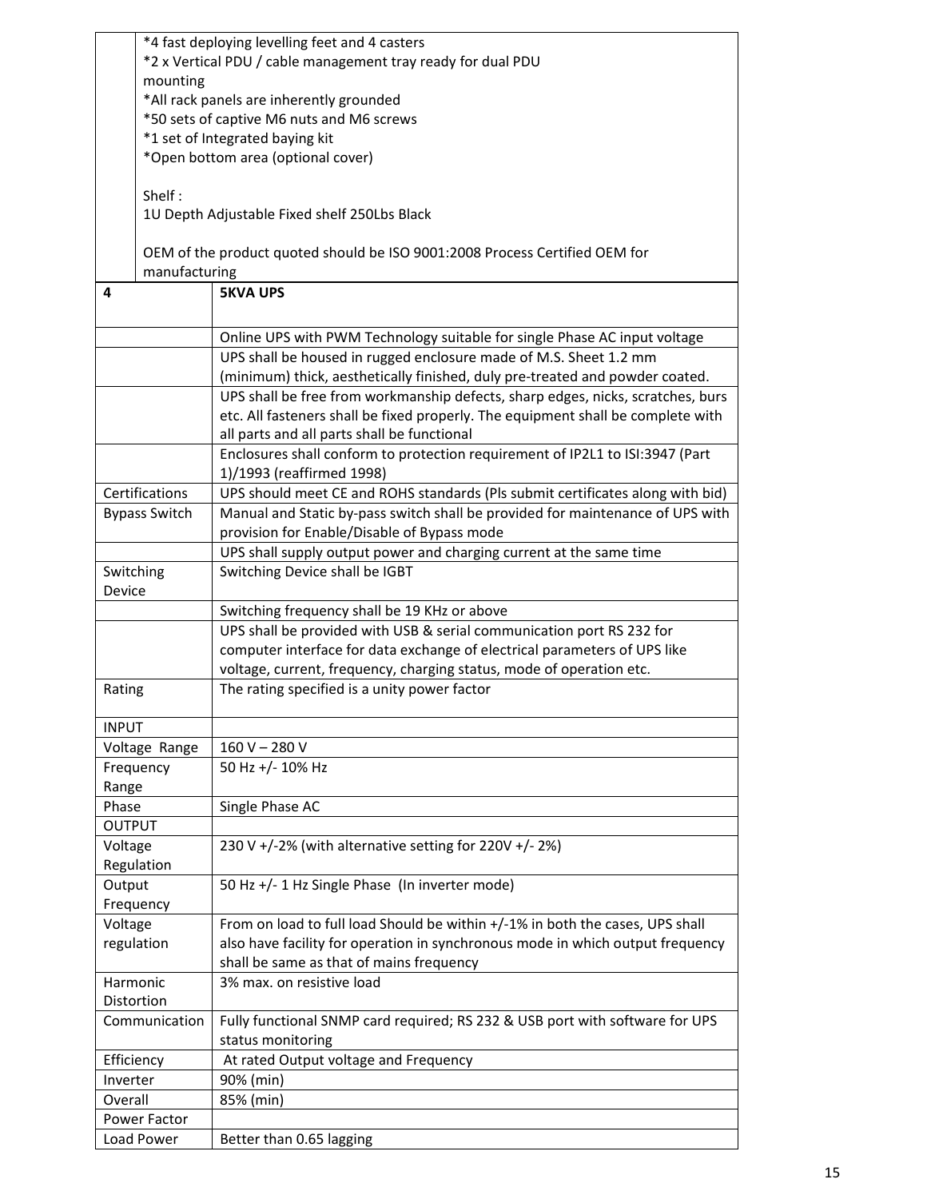| | |
|---|---|
| | *4 fast deploying levelling feet and 4 casters<br>*2 x Vertical PDU / cable management tray ready for dual PDU mounting<br>*All rack panels are inherently grounded<br>*50 sets of captive M6 nuts and M6 screws<br>*1 set of Integrated baying kit<br>*Open bottom area (optional cover)<br><br>Shelf :<br>1U Depth Adjustable Fixed shelf 250Lbs Black<br><br>OEM of the product quoted should be ISO 9001:2008 Process Certified OEM for manufacturing |
| **4** | **5KVA UPS** |
| | Online UPS with PWM Technology suitable for single Phase AC input voltage |
| | UPS shall be housed in rugged enclosure made of M.S. Sheet 1.2 mm (minimum) thick, aesthetically finished, duly pre-treated and powder coated. |
| | UPS shall be free from workmanship defects, sharp edges, nicks, scratches, burs etc. All fasteners shall be fixed properly. The equipment shall be complete with all parts and all parts shall be functional |
| | Enclosures shall conform to protection requirement of IP2L1 to ISI:3947 (Part 1)/1993 (reaffirmed 1998) |
| Certifications | UPS should meet CE and ROHS standards (Pls submit certificates along with bid) |
| Bypass Switch | Manual and Static by-pass switch shall be provided for maintenance of UPS with provision for Enable/Disable of Bypass mode |
| | UPS shall supply output power and charging current at the same time |
| Switching Device | Switching Device shall be IGBT |
| | Switching frequency shall be 19 KHz or above |
| | UPS shall be provided with USB & serial communication port RS 232 for computer interface for data exchange of electrical parameters of UPS like voltage, current, frequency, charging status, mode of operation etc. |
| Rating | The rating specified is a unity power factor |
| INPUT | |
| Voltage Range | 160 V – 280 V |
| Frequency Range | 50 Hz +/- 10% Hz |
| Phase | Single Phase AC |
| OUTPUT | |
| Voltage Regulation | 230 V +/-2% (with alternative setting for 220V +/- 2%) |
| Output Frequency | 50 Hz +/- 1 Hz Single Phase (In inverter mode) |
| Voltage regulation | From on load to full load Should be within +/-1% in both the cases, UPS shall also have facility for operation in synchronous mode in which output frequency shall be same as that of mains frequency |
| Harmonic Distortion | 3% max. on resistive load |
| Communication | Fully functional SNMP card required; RS 232 & USB port with software for UPS status monitoring |
| Efficiency | At rated Output voltage and Frequency |
| Inverter | 90% (min) |
| Overall | 85% (min) |
| Power Factor | |
| Load Power | Better than 0.65 lagging |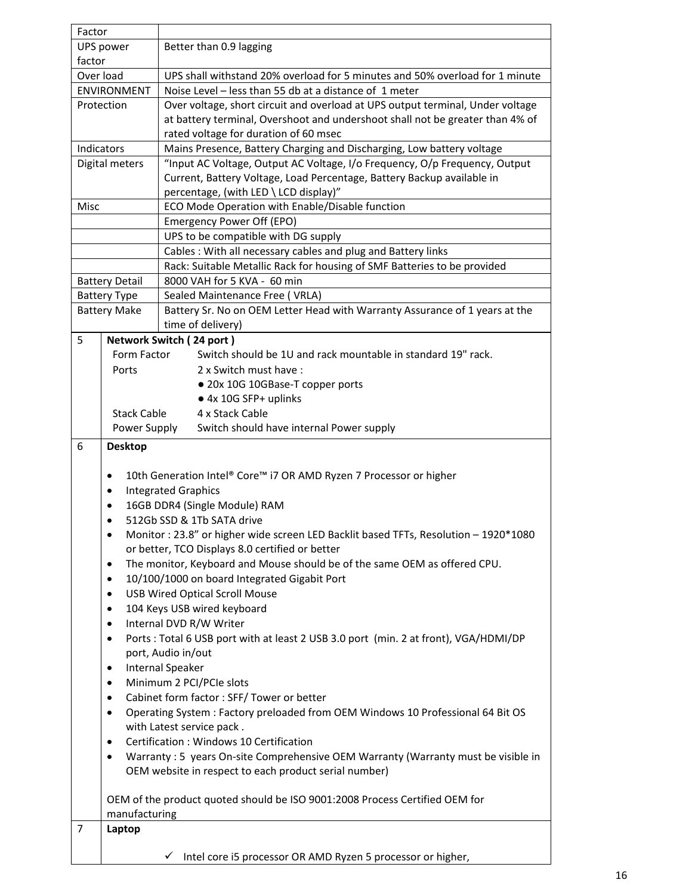| Factor | |
|---|---|
| UPS power factor | Better than 0.9 lagging |
| Over load | UPS shall withstand 20% overload for 5 minutes and 50% overload for 1 minute |
| ENVIRONMENT | Noise Level – less than 55 db at a distance of 1 meter |
| Protection | Over voltage, short circuit and overload at UPS output terminal, Under voltage at battery terminal, Overshoot and undershoot shall not be greater than 4% of rated voltage for duration of 60 msec |
| Indicators | Mains Presence, Battery Charging and Discharging, Low battery voltage |
| Digital meters | "Input AC Voltage, Output AC Voltage, I/o Frequency, O/p Frequency, Output Current, Battery Voltage, Load Percentage, Battery Backup available in percentage, (with LED \ LCD display)" |
| Misc | ECO Mode Operation with Enable/Disable function |
| | Emergency Power Off (EPO) |
| | UPS to be compatible with DG supply |
| | Cables : With all necessary cables and plug and Battery links |
| | Rack: Suitable Metallic Rack for housing of SMF Batteries to be provided |
| Battery Detail | 8000 VAH for 5 KVA - 60 min |
| Battery Type | Sealed Maintenance Free ( VRLA) |
| Battery Make | Battery Sr. No on OEM Letter Head with Warranty Assurance of 1 years at the time of delivery) |

| | |
|---|---|
| 5 | **Network Switch ( 24 port )**<br>Form Factor: Switch should be 1U and rack mountable in standard 19" rack.<br>Ports: 2 x Switch must have :<br>● 20x 10G 10GBase-T copper ports<br>● 4x 10G SFP+ uplinks<br>Stack Cable: 4 x Stack Cable<br>Power Supply: Switch should have internal Power supply |
| 6 | **Desktop**<br>• 10th Generation Intel® Core™ i7 OR AMD Ryzen 7 Processor or higher<br>• Integrated Graphics<br>• 16GB DDR4 (Single Module) RAM<br>• 512Gb SSD & 1Tb SATA drive<br>• Monitor : 23.8" or higher wide screen LED Backlit based TFTs, Resolution – 1920*1080 or better, TCO Displays 8.0 certified or better<br>• The monitor, Keyboard and Mouse should be of the same OEM as offered CPU.<br>• 10/100/1000 on board Integrated Gigabit Port<br>• USB Wired Optical Scroll Mouse<br>• 104 Keys USB wired keyboard<br>• Internal DVD R/W Writer<br>• Ports : Total 6 USB port with at least 2 USB 3.0 port (min. 2 at front), VGA/HDMI/DP port, Audio in/out<br>• Internal Speaker<br>• Minimum 2 PCI/PCIe slots<br>• Cabinet form factor : SFF/ Tower or better<br>• Operating System : Factory preloaded from OEM Windows 10 Professional 64 Bit OS with Latest service pack .<br>• Certification : Windows 10 Certification<br>• Warranty : 5 years On-site Comprehensive OEM Warranty (Warranty must be visible in OEM website in respect to each product serial number)<br><br>OEM of the product quoted should be ISO 9001:2008 Process Certified OEM for manufacturing |
| 7 | **Laptop**<br>✓ Intel core i5 processor OR AMD Ryzen 5 processor or higher, |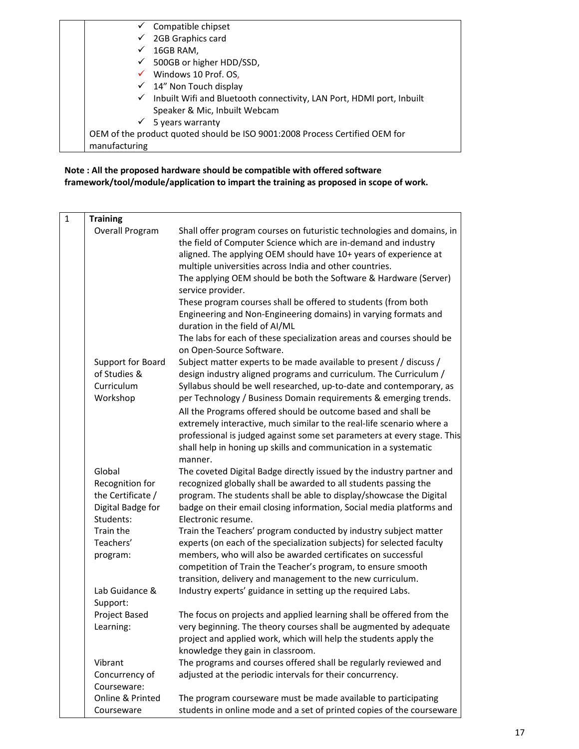| | |
|---|---|
| | ✓ Compatible chipset<br>✓ 2GB Graphics card<br>✓ 16GB RAM,<br>✓ 500GB or higher HDD/SSD,<br>✓ Windows 10 Prof. OS,<br>✓ 14" Non Touch display<br>✓ Inbuilt Wifi and Bluetooth connectivity, LAN Port, HDMI port, Inbuilt Speaker & Mic, Inbuilt Webcam<br>✓ 5 years warranty<br>OEM of the product quoted should be ISO 9001:2008 Process Certified OEM for manufacturing |

**Note : All the proposed hardware should be compatible with offered software framework/tool/module/application to impart the training as proposed in scope of work.**

| | | |
|---|---|---|
| 1 | **Training** | |
| | Overall Program | Shall offer program courses on futuristic technologies and domains, in the field of Computer Science which are in-demand and industry aligned. The applying OEM should have 10+ years of experience at multiple universities across India and other countries.<br>The applying OEM should be both the Software & Hardware (Server) service provider.<br>These program courses shall be offered to students (from both Engineering and Non-Engineering domains) in varying formats and duration in the field of AI/ML<br>The labs for each of these specialization areas and courses should be on Open-Source Software. |
| | Support for Board of Studies & Curriculum Workshop | Subject matter experts to be made available to present / discuss / design industry aligned programs and curriculum. The Curriculum / Syllabus should be well researched, up-to-date and contemporary, as per Technology / Business Domain requirements & emerging trends.<br>All the Programs offered should be outcome based and shall be extremely interactive, much similar to the real-life scenario where a professional is judged against some set parameters at every stage. This shall help in honing up skills and communication in a systematic manner. |
| | Global Recognition for the Certificate / Digital Badge for Students: | The coveted Digital Badge directly issued by the industry partner and recognized globally shall be awarded to all students passing the program. The students shall be able to display/showcase the Digital badge on their email closing information, Social media platforms and Electronic resume. |
| | Train the Teachers' program: | Train the Teachers' program conducted by industry subject matter experts (on each of the specialization subjects) for selected faculty members, who will also be awarded certificates on successful competition of Train the Teacher's program, to ensure smooth transition, delivery and management to the new curriculum. |
| | Lab Guidance & Support: | Industry experts' guidance in setting up the required Labs. |
| | Project Based Learning: | The focus on projects and applied learning shall be offered from the very beginning. The theory courses shall be augmented by adequate project and applied work, which will help the students apply the knowledge they gain in classroom. |
| | Vibrant Concurrency of Courseware: | The programs and courses offered shall be regularly reviewed and adjusted at the periodic intervals for their concurrency. |
| | Online & Printed Courseware | The program courseware must be made available to participating students in online mode and a set of printed copies of the courseware |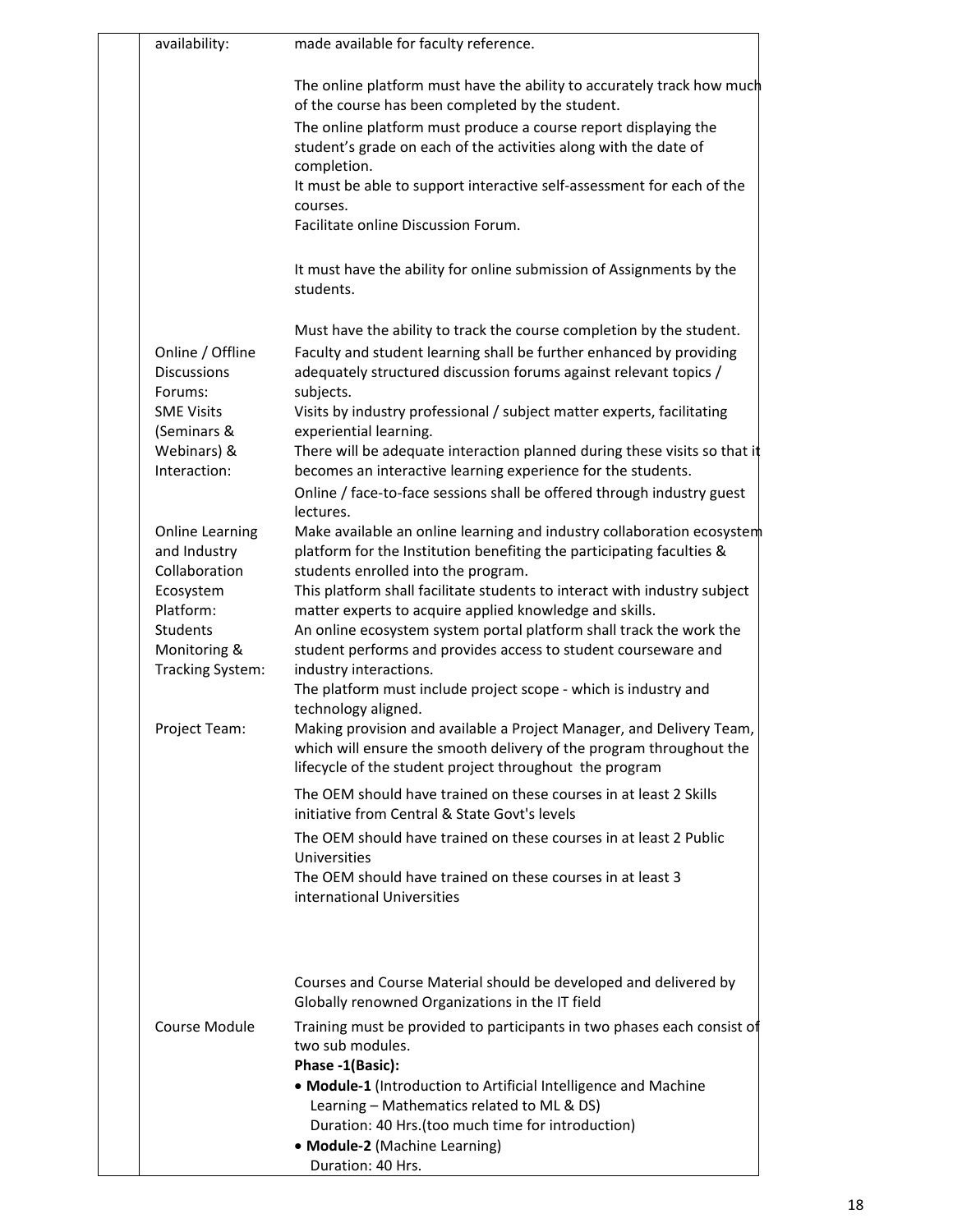| | |
|---|---|
| availability: | made available for faculty reference.<br><br>The online platform must have the ability to accurately track how much of the course has been completed by the student.<br>The online platform must produce a course report displaying the student's grade on each of the activities along with the date of completion.<br>It must be able to support interactive self-assessment for each of the courses.<br>Facilitate online Discussion Forum.<br><br>It must have the ability for online submission of Assignments by the students.<br><br>Must have the ability to track the course completion by the student. |
| Online / Offline Discussions Forums: | Faculty and student learning shall be further enhanced by providing adequately structured discussion forums against relevant topics / subjects. |
| SME Visits (Seminars & Webinars) & Interaction: | Visits by industry professional / subject matter experts, facilitating experiential learning.<br>There will be adequate interaction planned during these visits so that it becomes an interactive learning experience for the students.<br>Online / face-to-face sessions shall be offered through industry guest lectures. |
| Online Learning and Industry Collaboration Ecosystem Platform:<br>Students Monitoring & Tracking System: | Make available an online learning and industry collaboration ecosystem platform for the Institution benefiting the participating faculties & students enrolled into the program.<br>This platform shall facilitate students to interact with industry subject matter experts to acquire applied knowledge and skills.<br>An online ecosystem system portal platform shall track the work the student performs and provides access to student courseware and industry interactions.<br>The platform must include project scope - which is industry and technology aligned. |
| Project Team: | Making provision and available a Project Manager, and Delivery Team, which will ensure the smooth delivery of the program throughout the lifecycle of the student project throughout the program<br><br>The OEM should have trained on these courses in at least 2 Skills initiative from Central & State Govt's levels<br><br>The OEM should have trained on these courses in at least 2 Public Universities<br>The OEM should have trained on these courses in at least 3 international Universities<br><br>Courses and Course Material should be developed and delivered by Globally renowned Organizations in the IT field |
| Course Module | Training must be provided to participants in two phases each consist of two sub modules.<br>**Phase -1(Basic):**<br>• **Module-1** (Introduction to Artificial Intelligence and Machine Learning – Mathematics related to ML & DS)<br>Duration: 40 Hrs.(too much time for introduction)<br>• **Module-2** (Machine Learning)<br>Duration: 40 Hrs. |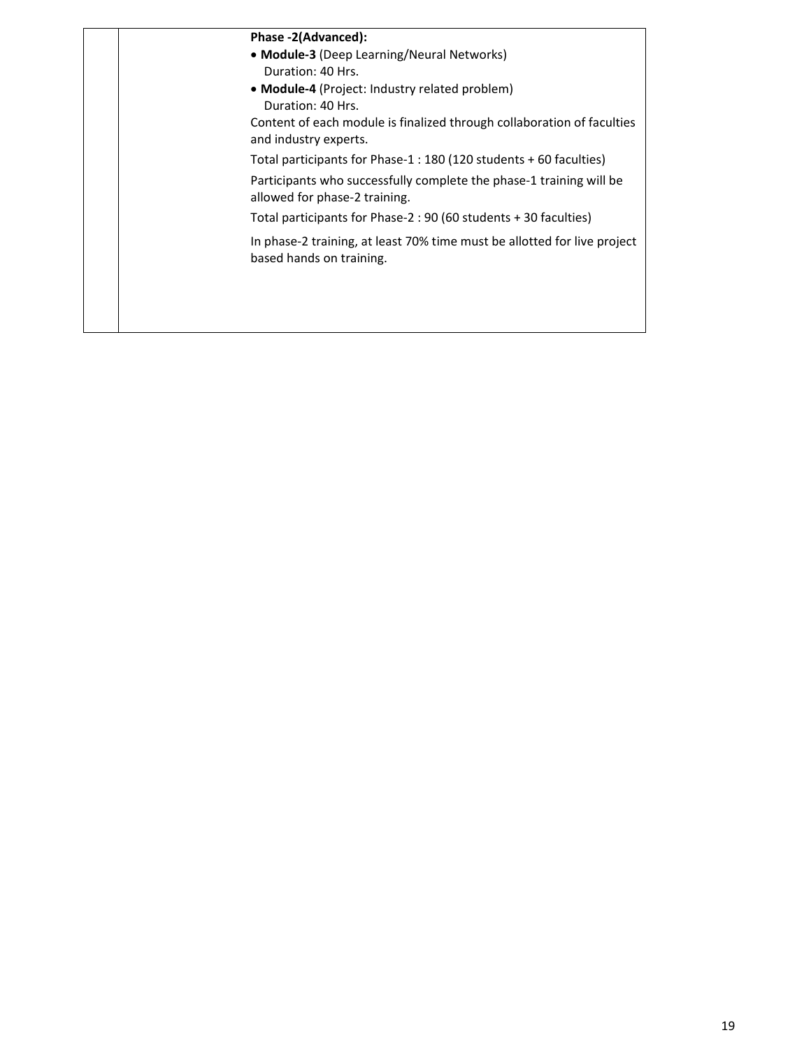| | |
|---|---|
| | **Phase -2(Advanced):**<br>• **Module-3** (Deep Learning/Neural Networks)<br>Duration: 40 Hrs.<br>• **Module-4** (Project: Industry related problem)<br>Duration: 40 Hrs.<br>Content of each module is finalized through collaboration of faculties and industry experts.<br>Total participants for Phase-1 : 180 (120 students + 60 faculties)<br>Participants who successfully complete the phase-1 training will be allowed for phase-2 training.<br>Total participants for Phase-2 : 90 (60 students + 30 faculties)<br>In phase-2 training, at least 70% time must be allotted for live project based hands on training. |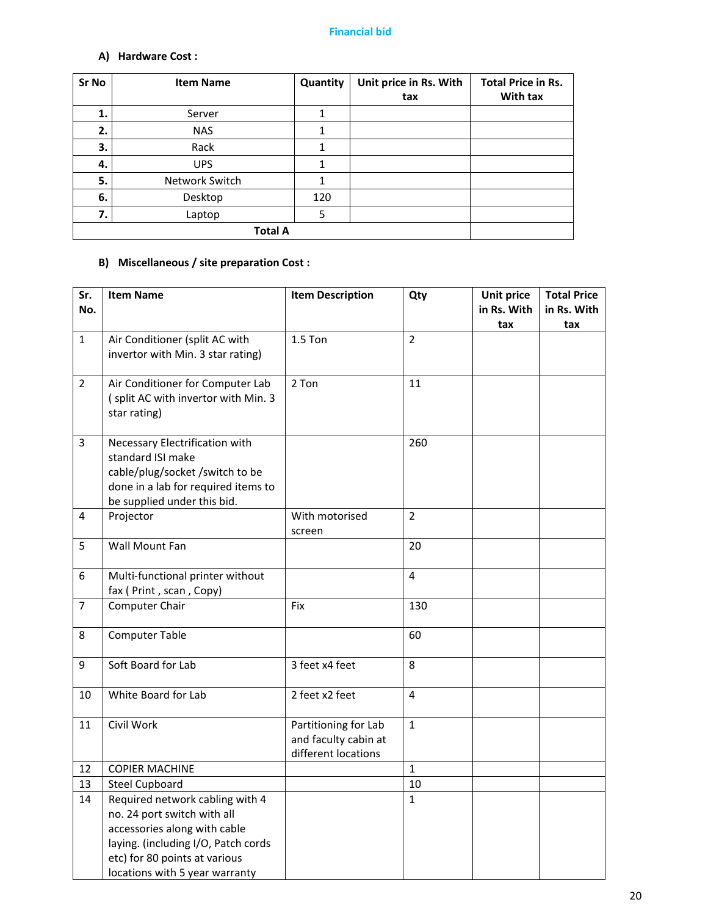## Financial bid

### A) Hardware Cost :

| Sr No | Item Name | Quantity | Unit price in Rs. With tax | Total Price in Rs. With tax |
|---|---|---|---|---|
| **1.** | Server | 1 | | |
| **2.** | NAS | 1 | | |
| **3.** | Rack | 1 | | |
| **4.** | UPS | 1 | | |
| **5.** | Network Switch | 1 | | |
| **6.** | Desktop | 120 | | |
| **7.** | Laptop | 5 | | |
| | **Total A** | | | |

### B) Miscellaneous / site preparation Cost :

| Sr. No. | Item Name | Item Description | Qty | Unit price in Rs. With tax | Total Price in Rs. With tax |
|---|---|---|---|---|---|
| 1 | Air Conditioner (split AC with invertor with Min. 3 star rating) | 1.5 Ton | 2 | | |
| 2 | Air Conditioner for Computer Lab ( split AC with invertor with Min. 3 star rating) | 2 Ton | 11 | | |
| 3 | Necessary Electrification with standard ISI make cable/plug/socket /switch to be done in a lab for required items to be supplied under this bid. | | 260 | | |
| 4 | Projector | With motorised screen | 2 | | |
| 5 | Wall Mount Fan | | 20 | | |
| 6 | Multi-functional printer without fax ( Print , scan , Copy) | | 4 | | |
| 7 | Computer Chair | Fix | 130 | | |
| 8 | Computer Table | | 60 | | |
| 9 | Soft Board for Lab | 3 feet x4 feet | 8 | | |
| 10 | White Board for Lab | 2 feet x2 feet | 4 | | |
| 11 | Civil Work | Partitioning for Lab and faculty cabin at different locations | 1 | | |
| 12 | COPIER MACHINE | | 1 | | |
| 13 | Steel Cupboard | | 10 | | |
| 14 | Required network cabling with 4 no. 24 port switch with all accessories along with cable laying. (including I/O, Patch cords etc) for 80 points at various locations with 5 year warranty | | 1 | | |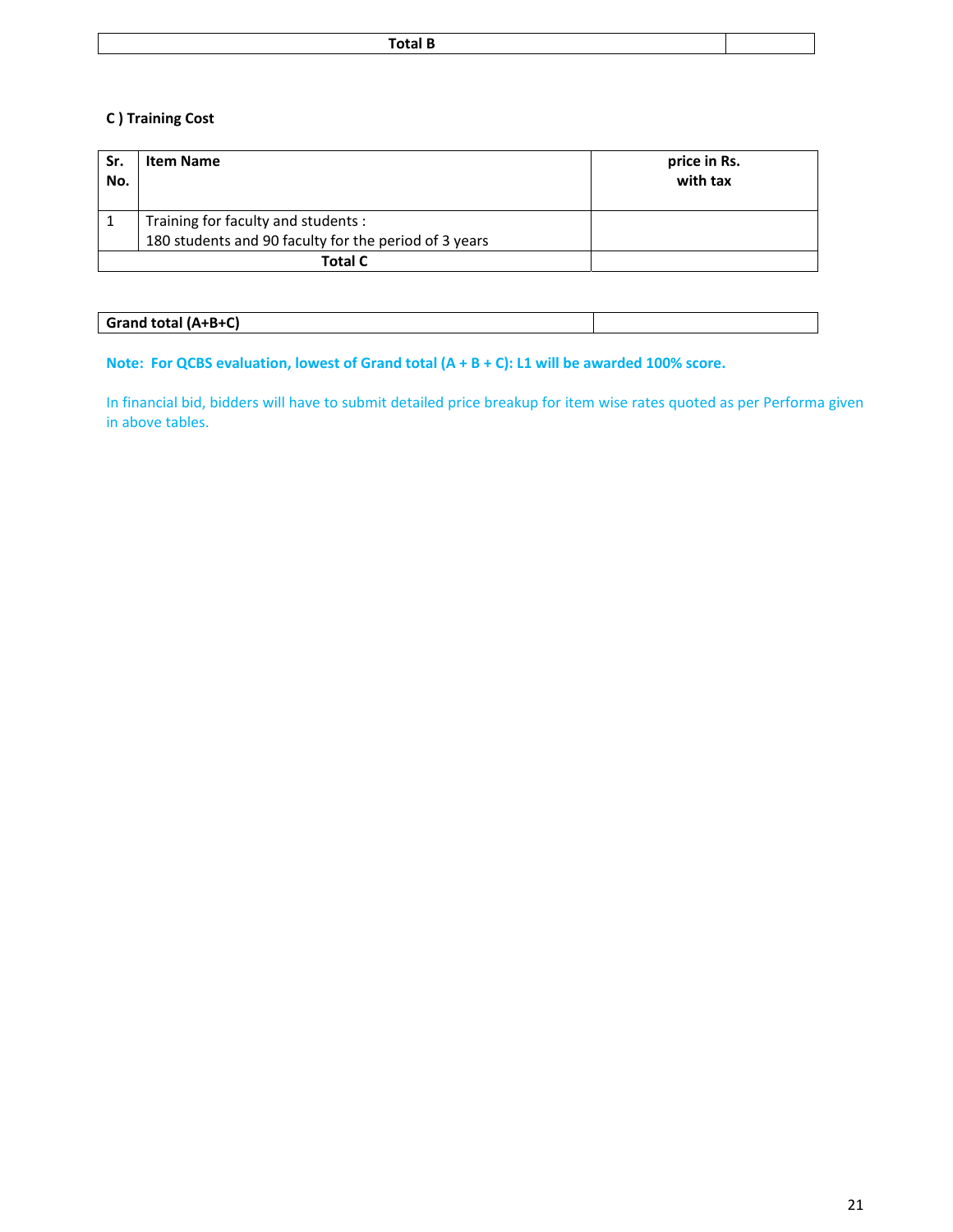| Total B | |
|---|---|

**C ) Training Cost**

| Sr. No. | Item Name | price in Rs. with tax |
|---|---|---|
| 1 | Training for faculty and students :<br>180 students and 90 faculty for the period of 3 years | |
| | **Total C** | |

| **Grand total (A+B+C)** | |
|---|---|

**Note: For QCBS evaluation, lowest of Grand total (A + B + C): L1 will be awarded 100% score.**

In financial bid, bidders will have to submit detailed price breakup for item wise rates quoted as per Performa given in above tables.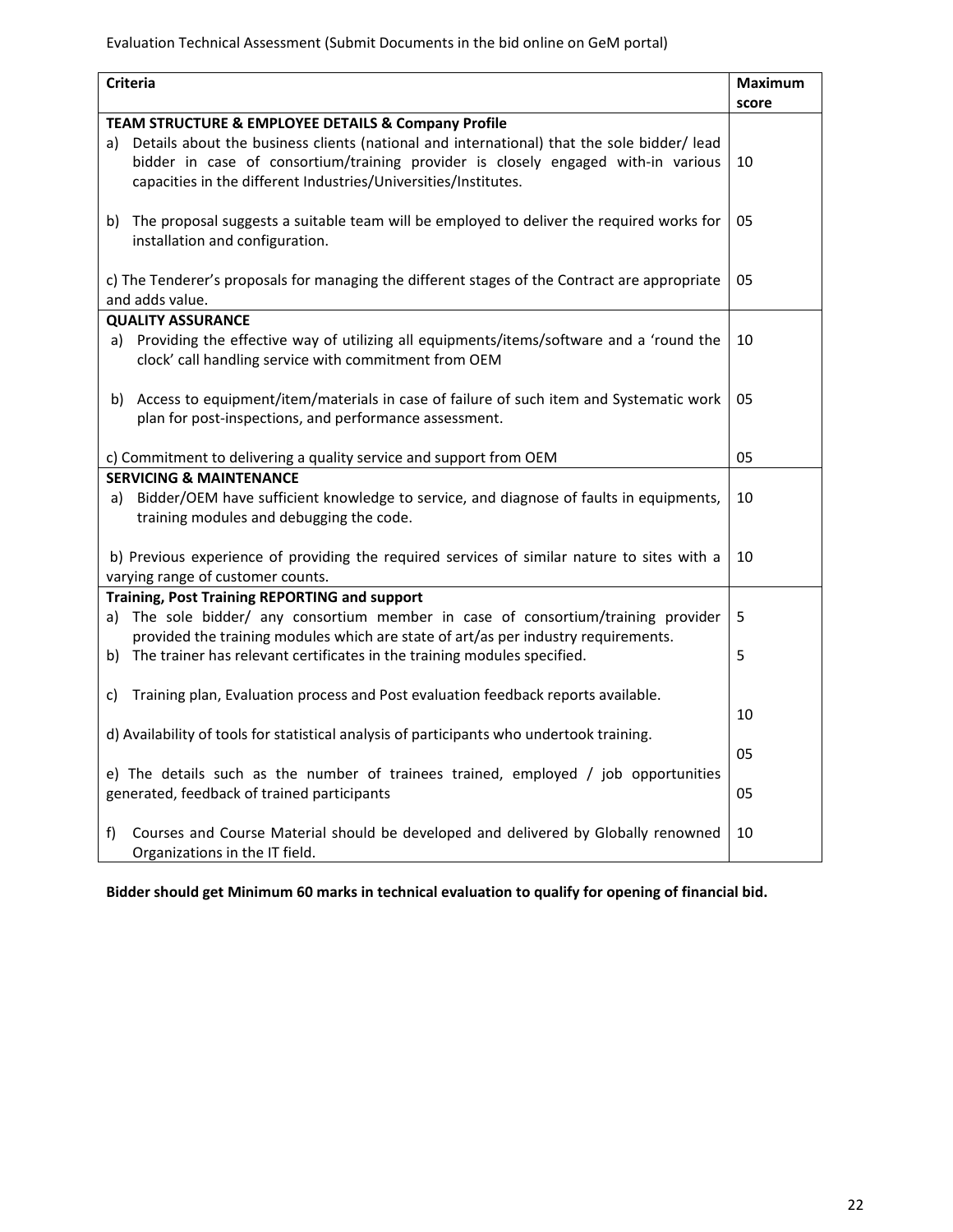Evaluation Technical Assessment (Submit Documents in the bid online on GeM portal)

| Criteria | Maximum score |
|---|---|
| **TEAM STRUCTURE & EMPLOYEE DETAILS & Company Profile** | |
| a) Details about the business clients (national and international) that the sole bidder/ lead bidder in case of consortium/training provider is closely engaged with-in various capacities in the different Industries/Universities/Institutes. | 10 |
| b) The proposal suggests a suitable team will be employed to deliver the required works for installation and configuration. | 05 |
| c) The Tenderer's proposals for managing the different stages of the Contract are appropriate and adds value. | 05 |
| **QUALITY ASSURANCE** | |
| a) Providing the effective way of utilizing all equipments/items/software and a 'round the clock' call handling service with commitment from OEM | 10 |
| b) Access to equipment/item/materials in case of failure of such item and Systematic work plan for post-inspections, and performance assessment. | 05 |
| c) Commitment to delivering a quality service and support from OEM | 05 |
| **SERVICING & MAINTENANCE** | |
| a) Bidder/OEM have sufficient knowledge to service, and diagnose of faults in equipments, training modules and debugging the code. | 10 |
| b) Previous experience of providing the required services of similar nature to sites with a varying range of customer counts. | 10 |
| **Training, Post Training REPORTING and support** | |
| a) The sole bidder/ any consortium member in case of consortium/training provider provided the training modules which are state of art/as per industry requirements. | 5 |
| b) The trainer has relevant certificates in the training modules specified. | 5 |
| c) Training plan, Evaluation process and Post evaluation feedback reports available. | 10 |
| d) Availability of tools for statistical analysis of participants who undertook training. | 05 |
| e) The details such as the number of trainees trained, employed / job opportunities generated, feedback of trained participants | 05 |
| f) Courses and Course Material should be developed and delivered by Globally renowned Organizations in the IT field. | 10 |

**Bidder should get Minimum 60 marks in technical evaluation to qualify for opening of financial bid.**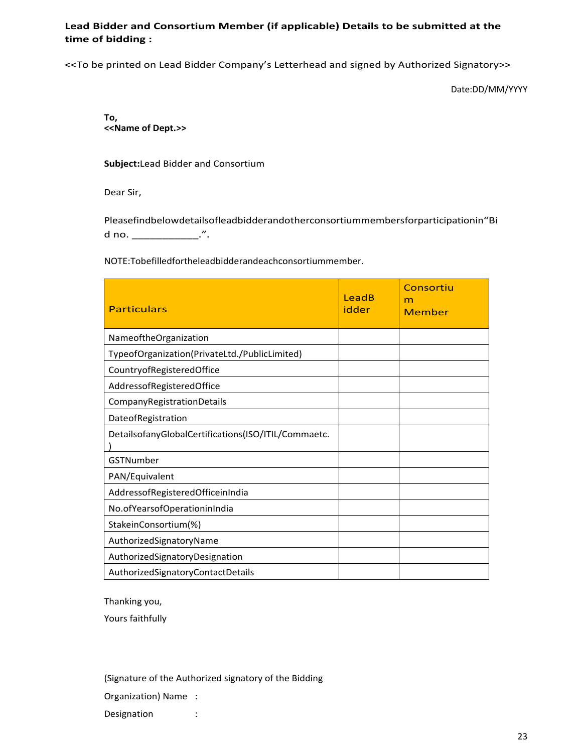**Lead Bidder and Consortium Member (if applicable) Details to be submitted at the time of bidding :**

<<To be printed on Lead Bidder Company's Letterhead and signed by Authorized Signatory>>

Date:DD/MM/YYYY

**To,**
**<<Name of Dept.>>**

**Subject:**Lead Bidder and Consortium

Dear Sir,

Pleasefindbelowdetailsofleadbidderandotherconsortiummembersforparticipationin"Bid no. ____________.".

NOTE:Tobefilledfortheleadbidderandeachconsortiummember.

| Particulars | LeadBidder | Consortium Member |
|---|---|---|
| NameoftheOrganization | | |
| TypeofOrganization(PrivateLtd./PublicLimited) | | |
| CountryofRegisteredOffice | | |
| AddressofRegisteredOffice | | |
| CompanyRegistrationDetails | | |
| DateofRegistration | | |
| DetailsofanyGlobalCertifications(ISO/ITIL/Commaetc.) | | |
| GSTNumber | | |
| PAN/Equivalent | | |
| AddressofRegisteredOfficeinIndia | | |
| No.ofYearsofOperationinIndia | | |
| StakeinConsortium(%) | | |
| AuthorizedSignatoryName | | |
| AuthorizedSignatoryDesignation | | |
| AuthorizedSignatoryContactDetails | | |

Thanking you,

Yours faithfully

(Signature of the Authorized signatory of the Bidding Organization) Name :

Designation :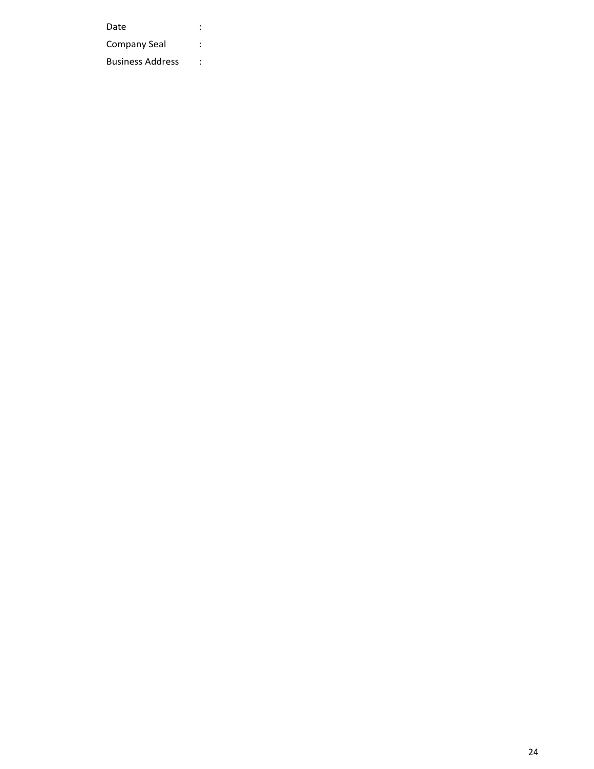Date :

Company Seal :

Business Address :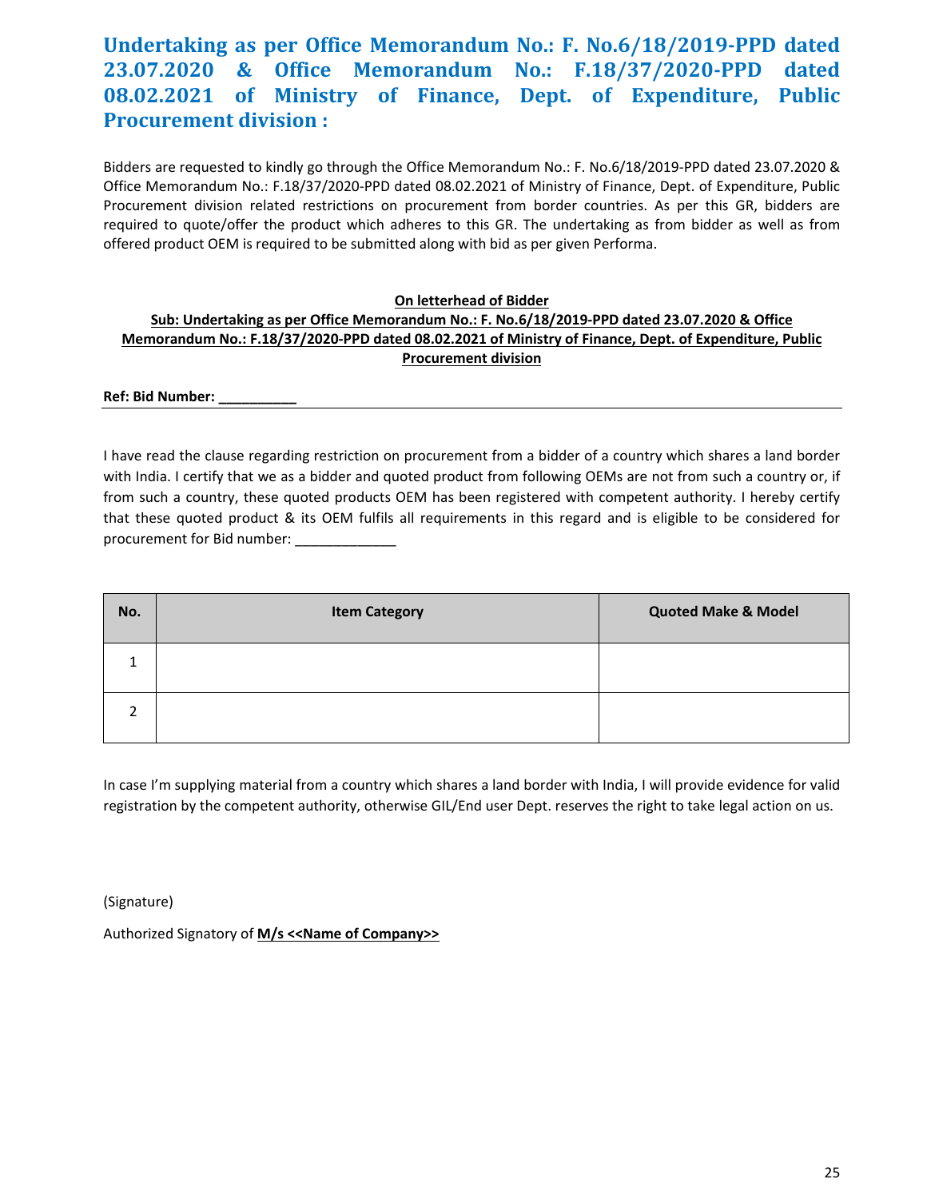## Undertaking as per Office Memorandum No.: F. No.6/18/2019-PPD dated 23.07.2020 & Office Memorandum No.: F.18/37/2020-PPD dated 08.02.2021 of Ministry of Finance, Dept. of Expenditure, Public Procurement division :

Bidders are requested to kindly go through the Office Memorandum No.: F. No.6/18/2019-PPD dated 23.07.2020 & Office Memorandum No.: F.18/37/2020-PPD dated 08.02.2021 of Ministry of Finance, Dept. of Expenditure, Public Procurement division related restrictions on procurement from border countries. As per this GR, bidders are required to quote/offer the product which adheres to this GR. The undertaking as from bidder as well as from offered product OEM is required to be submitted along with bid as per given Performa.

**On letterhead of Bidder**

**Sub: Undertaking as per Office Memorandum No.: F. No.6/18/2019-PPD dated 23.07.2020 & Office Memorandum No.: F.18/37/2020-PPD dated 08.02.2021 of Ministry of Finance, Dept. of Expenditure, Public Procurement division**

**Ref: Bid Number: __________**

---

I have read the clause regarding restriction on procurement from a bidder of a country which shares a land border with India. I certify that we as a bidder and quoted product from following OEMs are not from such a country or, if from such a country, these quoted products OEM has been registered with competent authority. I hereby certify that these quoted product & its OEM fulfils all requirements in this regard and is eligible to be considered for procurement for Bid number: _____________

| No. | Item Category | Quoted Make & Model |
|---|---|---|
| 1 | | |
| 2 | | |

In case I'm supplying material from a country which shares a land border with India, I will provide evidence for valid registration by the competent authority, otherwise GIL/End user Dept. reserves the right to take legal action on us.

(Signature)

Authorized Signatory of **M/s <<Name of Company>>**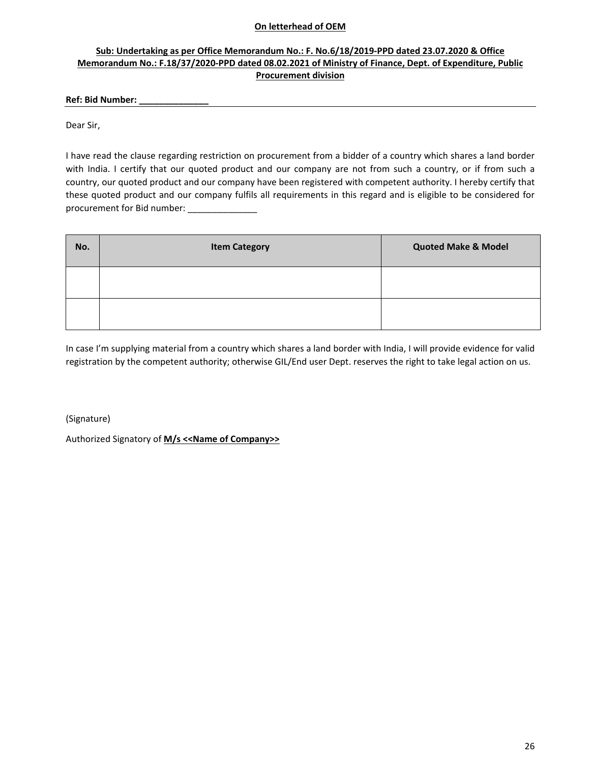**On letterhead of OEM**

**Sub: Undertaking as per Office Memorandum No.: F. No.6/18/2019-PPD dated 23.07.2020 & Office Memorandum No.: F.18/37/2020-PPD dated 08.02.2021 of Ministry of Finance, Dept. of Expenditure, Public Procurement division**

**Ref: Bid Number: ______________**

Dear Sir,

I have read the clause regarding restriction on procurement from a bidder of a country which shares a land border with India. I certify that our quoted product and our company are not from such a country, or if from such a country, our quoted product and our company have been registered with competent authority. I hereby certify that these quoted product and our company fulfils all requirements in this regard and is eligible to be considered for procurement for Bid number: ______________

| No. | Item Category | Quoted Make & Model |
|---|---|---|
| | | |
| | | |

In case I'm supplying material from a country which shares a land border with India, I will provide evidence for valid registration by the competent authority; otherwise GIL/End user Dept. reserves the right to take legal action on us.

(Signature)

Authorized Signatory of **M/s <<Name of Company>>**